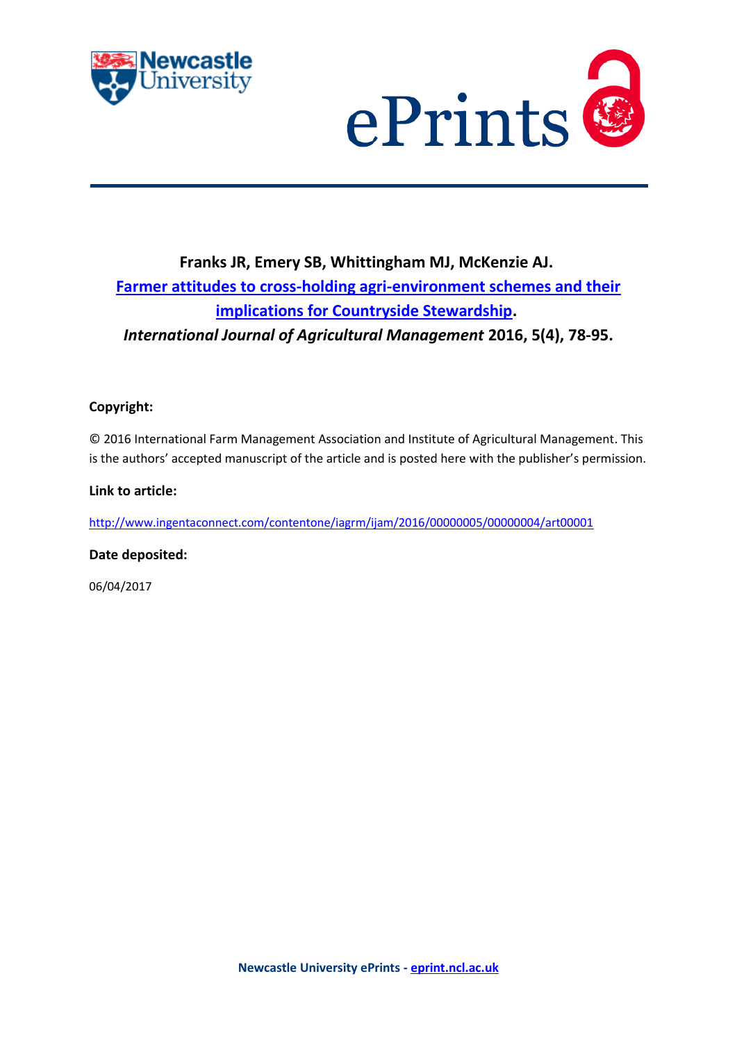Franks JR, Emery SB, Whittingham MJ, McKenzie AJ.

[Farmer attitudes to cross-holding agri-environment schemes and their implications for Countryside Stewardship](http://www.ingentaconnect.com/contentone/iagrm/ijam/2016/00000005/00000004/art00001).

*International Journal of Agricultural Management* 2016, 5(4), 78-95.

**Copyright:**

© 2016 International Farm Management Association and Institute of Agricultural Management. This is the authors' accepted manuscript of the article and is posted here with the publisher's permission.

**Link to article:**

http://www.ingentaconnect.com/contentone/iagrm/ijam/2016/00000005/00000004/art00001

**Date deposited:**

06/04/2017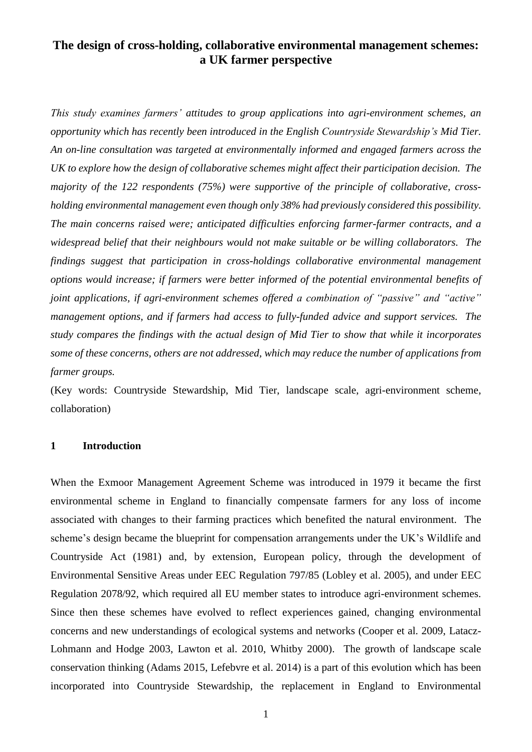# The design of cross-holding, collaborative environmental management schemes: a UK farmer perspective

*This study examines farmers' attitudes to group applications into agri-environment schemes, an opportunity which has recently been introduced in the English Countryside Stewardship's Mid Tier. An on-line consultation was targeted at environmentally informed and engaged farmers across the UK to explore how the design of collaborative schemes might affect their participation decision. The majority of the 122 respondents (75%) were supportive of the principle of collaborative, cross-holding environmental management even though only 38% had previously considered this possibility. The main concerns raised were; anticipated difficulties enforcing farmer-farmer contracts, and a widespread belief that their neighbours would not make suitable or be willing collaborators. The findings suggest that participation in cross-holdings collaborative environmental management options would increase; if farmers were better informed of the potential environmental benefits of joint applications, if agri-environment schemes offered a combination of "passive" and "active" management options, and if farmers had access to fully-funded advice and support services. The study compares the findings with the actual design of Mid Tier to show that while it incorporates some of these concerns, others are not addressed, which may reduce the number of applications from farmer groups.*

(Key words: Countryside Stewardship, Mid Tier, landscape scale, agri-environment scheme, collaboration)

## 1 Introduction

When the Exmoor Management Agreement Scheme was introduced in 1979 it became the first environmental scheme in England to financially compensate farmers for any loss of income associated with changes to their farming practices which benefited the natural environment. The scheme's design became the blueprint for compensation arrangements under the UK's Wildlife and Countryside Act (1981) and, by extension, European policy, through the development of Environmental Sensitive Areas under EEC Regulation 797/85 (Lobley et al. 2005), and under EEC Regulation 2078/92, which required all EU member states to introduce agri-environment schemes. Since then these schemes have evolved to reflect experiences gained, changing environmental concerns and new understandings of ecological systems and networks (Cooper et al. 2009, Latacz-Lohmann and Hodge 2003, Lawton et al. 2010, Whitby 2000). The growth of landscape scale conservation thinking (Adams 2015, Lefebvre et al. 2014) is a part of this evolution which has been incorporated into Countryside Stewardship, the replacement in England to Environmental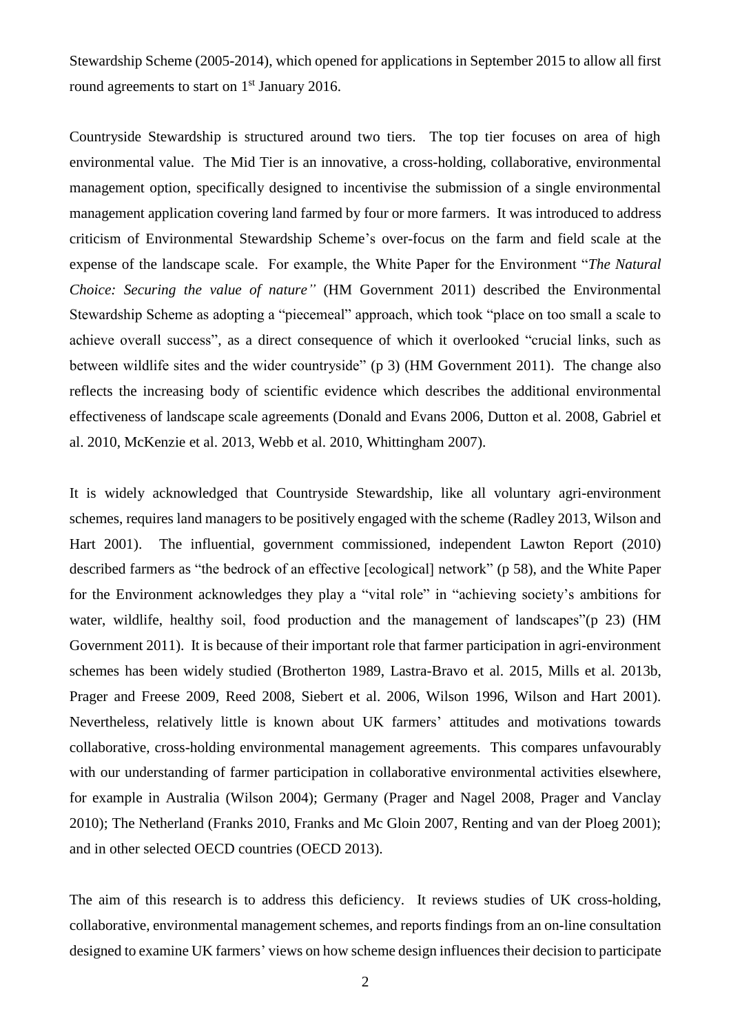Stewardship Scheme (2005-2014), which opened for applications in September 2015 to allow all first round agreements to start on 1st January 2016.

Countryside Stewardship is structured around two tiers. The top tier focuses on area of high environmental value. The Mid Tier is an innovative, a cross-holding, collaborative, environmental management option, specifically designed to incentivise the submission of a single environmental management application covering land farmed by four or more farmers. It was introduced to address criticism of Environmental Stewardship Scheme's over-focus on the farm and field scale at the expense of the landscape scale. For example, the White Paper for the Environment "*The Natural Choice: Securing the value of nature"* (HM Government 2011) described the Environmental Stewardship Scheme as adopting a "piecemeal" approach, which took "place on too small a scale to achieve overall success", as a direct consequence of which it overlooked "crucial links, such as between wildlife sites and the wider countryside" (p 3) (HM Government 2011). The change also reflects the increasing body of scientific evidence which describes the additional environmental effectiveness of landscape scale agreements (Donald and Evans 2006, Dutton et al. 2008, Gabriel et al. 2010, McKenzie et al. 2013, Webb et al. 2010, Whittingham 2007).

It is widely acknowledged that Countryside Stewardship, like all voluntary agri-environment schemes, requires land managers to be positively engaged with the scheme (Radley 2013, Wilson and Hart 2001). The influential, government commissioned, independent Lawton Report (2010) described farmers as "the bedrock of an effective [ecological] network" (p 58), and the White Paper for the Environment acknowledges they play a "vital role" in "achieving society's ambitions for water, wildlife, healthy soil, food production and the management of landscapes"(p 23) (HM Government 2011). It is because of their important role that farmer participation in agri-environment schemes has been widely studied (Brotherton 1989, Lastra-Bravo et al. 2015, Mills et al. 2013b, Prager and Freese 2009, Reed 2008, Siebert et al. 2006, Wilson 1996, Wilson and Hart 2001). Nevertheless, relatively little is known about UK farmers' attitudes and motivations towards collaborative, cross-holding environmental management agreements. This compares unfavourably with our understanding of farmer participation in collaborative environmental activities elsewhere, for example in Australia (Wilson 2004); Germany (Prager and Nagel 2008, Prager and Vanclay 2010); The Netherland (Franks 2010, Franks and Mc Gloin 2007, Renting and van der Ploeg 2001); and in other selected OECD countries (OECD 2013).

The aim of this research is to address this deficiency. It reviews studies of UK cross-holding, collaborative, environmental management schemes, and reports findings from an on-line consultation designed to examine UK farmers' views on how scheme design influences their decision to participate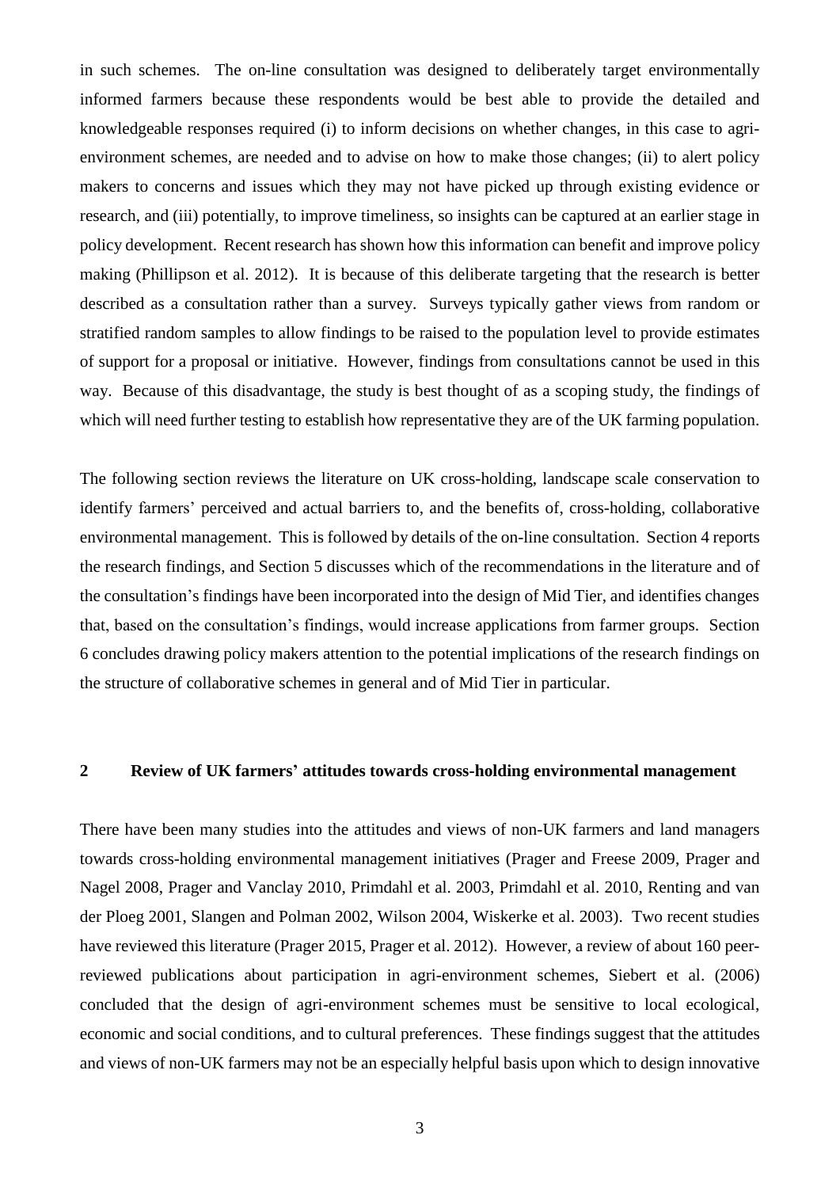in such schemes. The on-line consultation was designed to deliberately target environmentally informed farmers because these respondents would be best able to provide the detailed and knowledgeable responses required (i) to inform decisions on whether changes, in this case to agri-environment schemes, are needed and to advise on how to make those changes; (ii) to alert policy makers to concerns and issues which they may not have picked up through existing evidence or research, and (iii) potentially, to improve timeliness, so insights can be captured at an earlier stage in policy development. Recent research has shown how this information can benefit and improve policy making (Phillipson et al. 2012). It is because of this deliberate targeting that the research is better described as a consultation rather than a survey. Surveys typically gather views from random or stratified random samples to allow findings to be raised to the population level to provide estimates of support for a proposal or initiative. However, findings from consultations cannot be used in this way. Because of this disadvantage, the study is best thought of as a scoping study, the findings of which will need further testing to establish how representative they are of the UK farming population.

The following section reviews the literature on UK cross-holding, landscape scale conservation to identify farmers' perceived and actual barriers to, and the benefits of, cross-holding, collaborative environmental management. This is followed by details of the on-line consultation. Section 4 reports the research findings, and Section 5 discusses which of the recommendations in the literature and of the consultation's findings have been incorporated into the design of Mid Tier, and identifies changes that, based on the consultation's findings, would increase applications from farmer groups. Section 6 concludes drawing policy makers attention to the potential implications of the research findings on the structure of collaborative schemes in general and of Mid Tier in particular.

## 2 Review of UK farmers' attitudes towards cross-holding environmental management

There have been many studies into the attitudes and views of non-UK farmers and land managers towards cross-holding environmental management initiatives (Prager and Freese 2009, Prager and Nagel 2008, Prager and Vanclay 2010, Primdahl et al. 2003, Primdahl et al. 2010, Renting and van der Ploeg 2001, Slangen and Polman 2002, Wilson 2004, Wiskerke et al. 2003). Two recent studies have reviewed this literature (Prager 2015, Prager et al. 2012). However, a review of about 160 peer-reviewed publications about participation in agri-environment schemes, Siebert et al. (2006) concluded that the design of agri-environment schemes must be sensitive to local ecological, economic and social conditions, and to cultural preferences. These findings suggest that the attitudes and views of non-UK farmers may not be an especially helpful basis upon which to design innovative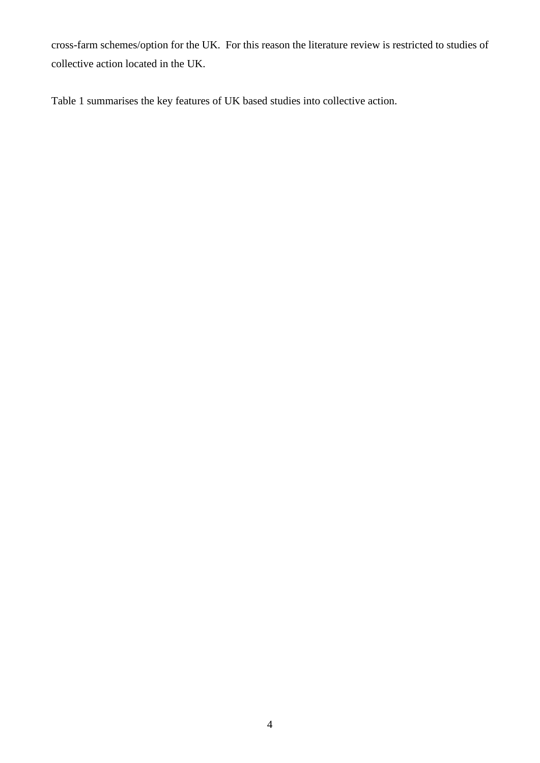cross-farm schemes/option for the UK. For this reason the literature review is restricted to studies of collective action located in the UK.

Table 1 summarises the key features of UK based studies into collective action.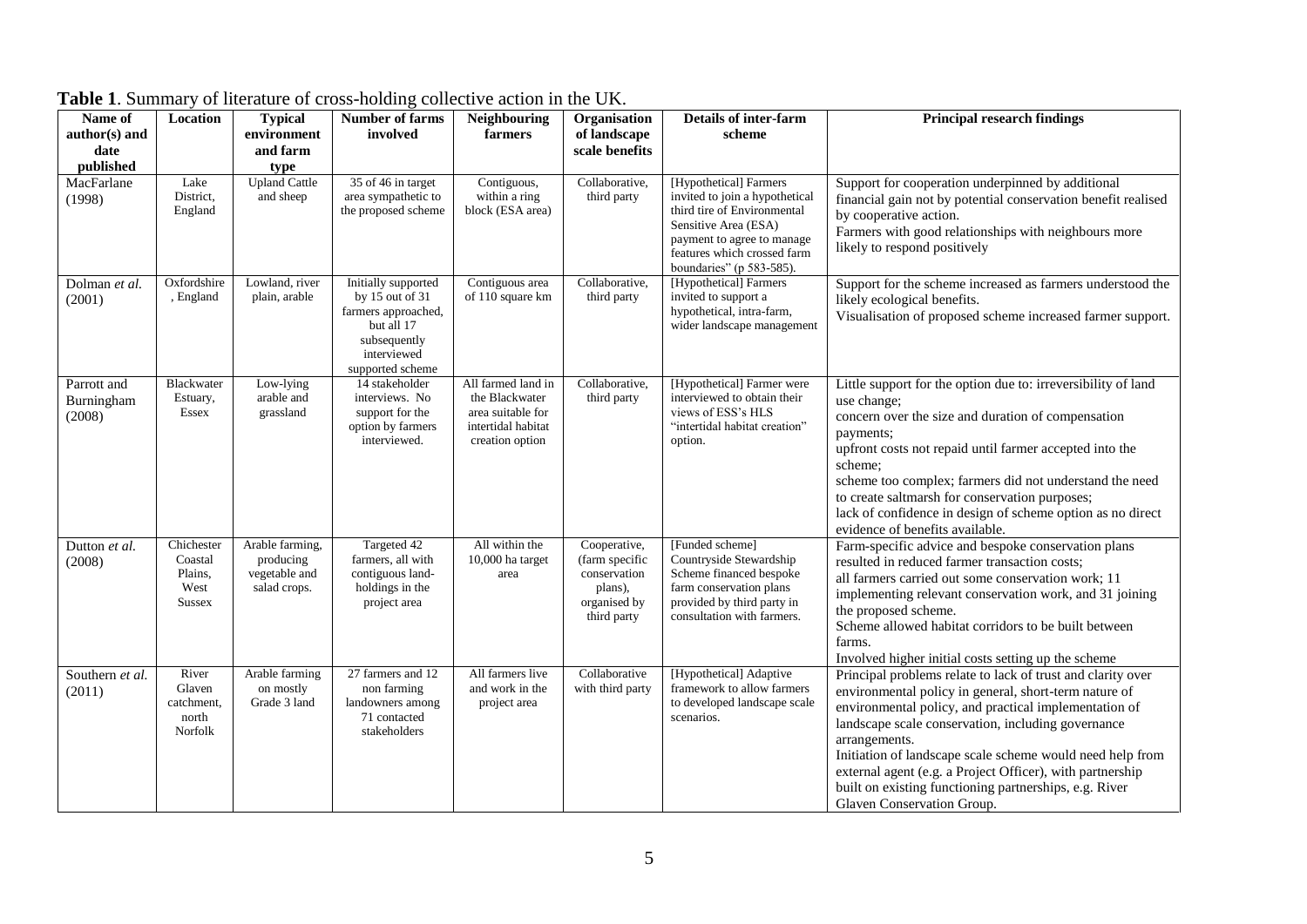**Table 1**. Summary of literature of cross-holding collective action in the UK.

| Name of author(s) and date published | Location | Typical environment and farm type | Number of farms involved | Neighbouring farmers | Organisation of landscape scale benefits | Details of inter-farm scheme | Principal research findings |
|---|---|---|---|---|---|---|---|
| MacFarlane (1998) | Lake District, England | Upland Cattle and sheep | 35 of 46 in target area sympathetic to the proposed scheme | Contiguous, within a ring block (ESA area) | Collaborative, third party | [Hypothetical] Farmers invited to join a hypothetical third tire of Environmental Sensitive Area (ESA) payment to agree to manage features which crossed farm boundaries" (p 583-585). | Support for cooperation underpinned by additional financial gain not by potential conservation benefit realised by cooperative action.<br>Farmers with good relationships with neighbours more likely to respond positively |
| Dolman *et al.* (2001) | Oxfordshire, England | Lowland, river plain, arable | Initially supported by 15 out of 31 farmers approached, but all 17 subsequently interviewed supported scheme | Contiguous area of 110 square km | Collaborative, third party | [Hypothetical] Farmers invited to support a hypothetical, intra-farm, wider landscape management | Support for the scheme increased as farmers understood the likely ecological benefits.<br>Visualisation of proposed scheme increased farmer support. |
| Parrott and Burningham (2008) | Blackwater Estuary, Essex | Low-lying arable and grassland | 14 stakeholder interviews. No support for the option by farmers interviewed. | All farmed land in the Blackwater area suitable for intertidal habitat creation option | Collaborative, third party | [Hypothetical] Farmer were interviewed to obtain their views of ESS's HLS "intertidal habitat creation" option. | Little support for the option due to: irreversibility of land use change;<br>concern over the size and duration of compensation payments;<br>upfront costs not repaid until farmer accepted into the scheme;<br>scheme too complex; farmers did not understand the need to create saltmarsh for conservation purposes;<br>lack of confidence in design of scheme option as no direct evidence of benefits available. |
| Dutton *et al.* (2008) | Chichester Coastal Plains, West Sussex | Arable farming, producing vegetable and salad crops. | Targeted 42 farmers, all with contiguous land-holdings in the project area | All within the 10,000 ha target area | Cooperative, (farm specific conservation plans), organised by third party | [Funded scheme] Countryside Stewardship Scheme financed bespoke farm conservation plans provided by third party in consultation with farmers. | Farm-specific advice and bespoke conservation plans resulted in reduced farmer transaction costs;<br>all farmers carried out some conservation work; 11 implementing relevant conservation work, and 31 joining the proposed scheme.<br>Scheme allowed habitat corridors to be built between farms.<br>Involved higher initial costs setting up the scheme |
| Southern *et al.* (2011) | River Glaven catchment, north Norfolk | Arable farming on mostly Grade 3 land | 27 farmers and 12 non farming landowners among 71 contacted stakeholders | All farmers live and work in the project area | Collaborative with third party | [Hypothetical] Adaptive framework to allow farmers to developed landscape scale scenarios. | Principal problems relate to lack of trust and clarity over environmental policy in general, short-term nature of environmental policy, and practical implementation of landscape scale conservation, including governance arrangements.<br>Initiation of landscape scale scheme would need help from external agent (e.g. a Project Officer), with partnership built on existing functioning partnerships, e.g. River Glaven Conservation Group. |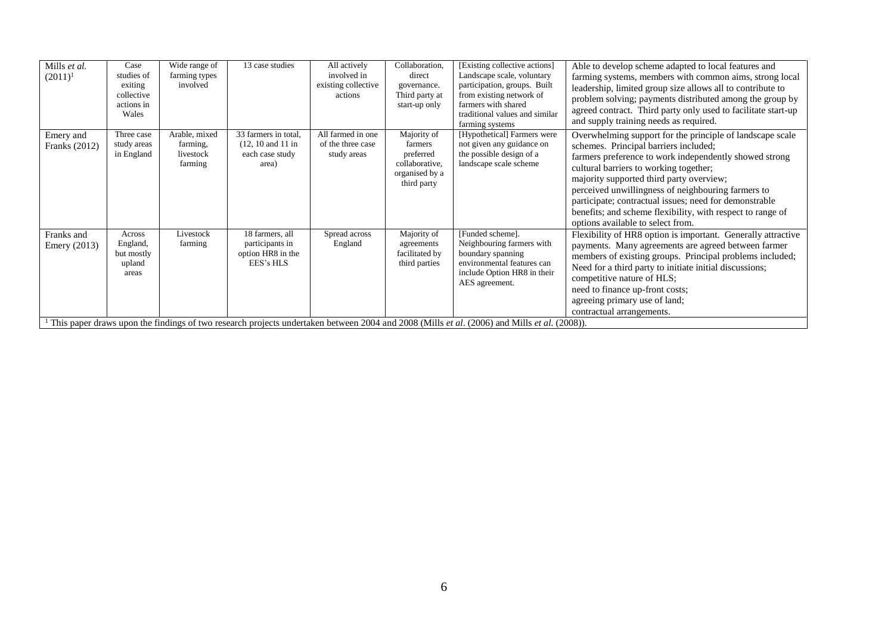| | | | | | | | |
|---|---|---|---|---|---|---|---|
| Mills *et al.* (2011)[1] | Case studies of exiting collective actions in Wales | Wide range of farming types involved | 13 case studies | All actively involved in existing collective actions | Collaboration, direct governance. Third party at start-up only | [Existing collective actions] Landscape scale, voluntary participation, groups. Built from existing network of farmers with shared traditional values and similar farming systems | Able to develop scheme adapted to local features and farming systems, members with common aims, strong local leadership, limited group size allows all to contribute to problem solving; payments distributed among the group by agreed contract. Third party only used to facilitate start-up and supply training needs as required. |
| Emery and Franks (2012) | Three case study areas in England | Arable, mixed farming, livestock farming | 33 farmers in total, (12, 10 and 11 in each case study area) | All farmed in one of the three case study areas | Majority of farmers preferred collaborative, organised by a third party | [Hypothetical] Farmers were not given any guidance on the possible design of a landscape scale scheme | Overwhelming support for the principle of landscape scale schemes. Principal barriers included;<br>farmers preference to work independently showed strong cultural barriers to working together;<br>majority supported third party overview;<br>perceived unwillingness of neighbouring farmers to participate; contractual issues; need for demonstrable benefits; and scheme flexibility, with respect to range of options available to select from. |
| Franks and Emery (2013) | Across England, but mostly upland areas | Livestock farming | 18 farmers, all participants in option HR8 in the EES's HLS | Spread across England | Majority of agreements facilitated by third parties | [Funded scheme]. Neighbouring farmers with boundary spanning environmental features can include Option HR8 in their AES agreement. | Flexibility of HR8 option is important. Generally attractive payments. Many agreements are agreed between farmer members of existing groups. Principal problems included;<br>Need for a third party to initiate initial discussions;<br>competitive nature of HLS;<br>need to finance up-front costs;<br>agreeing primary use of land;<br>contractual arrangements. |

[1] This paper draws upon the findings of two research projects undertaken between 2004 and 2008 (Mills *et al*. (2006) and Mills *et al.* (2008)).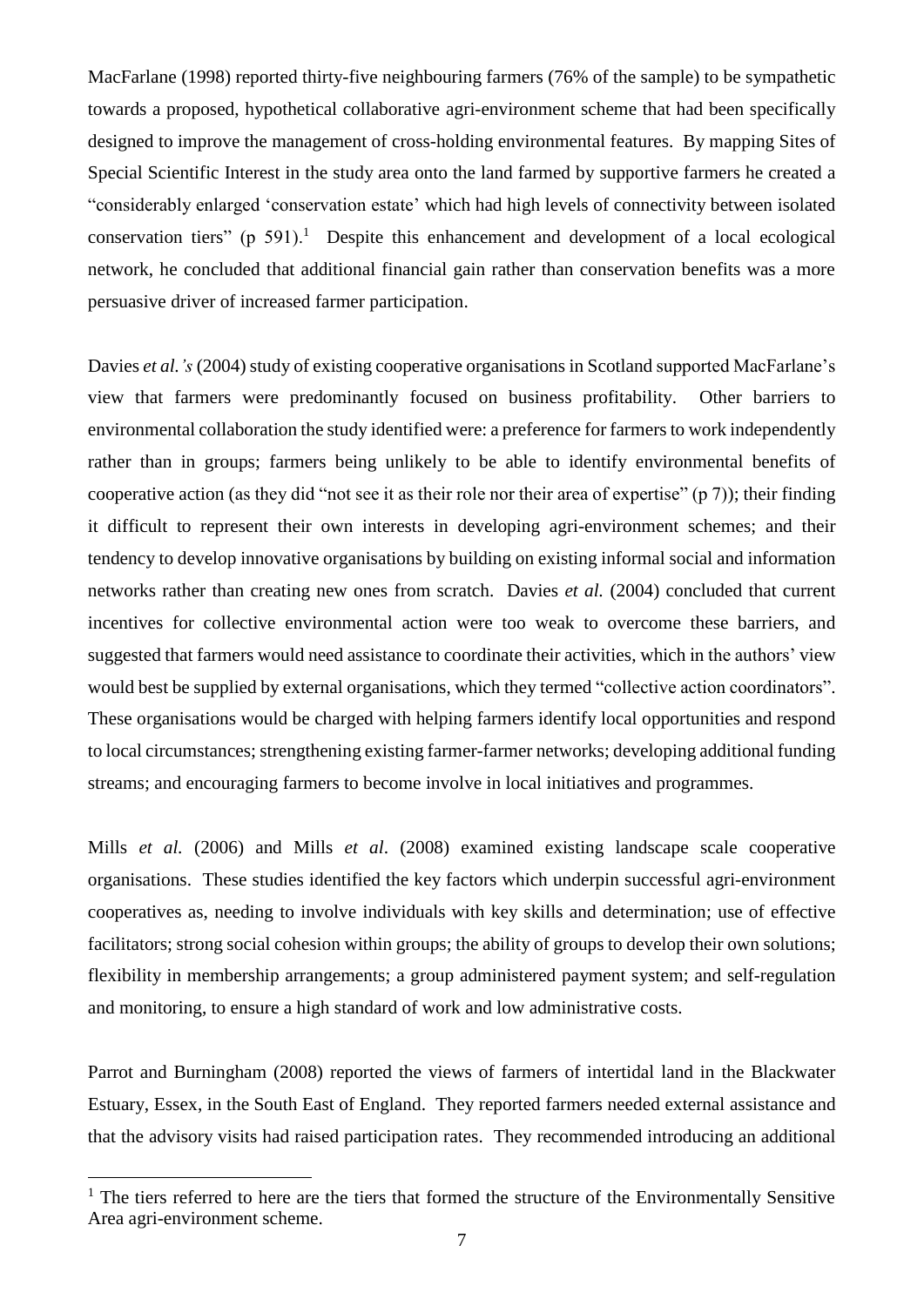MacFarlane (1998) reported thirty-five neighbouring farmers (76% of the sample) to be sympathetic towards a proposed, hypothetical collaborative agri-environment scheme that had been specifically designed to improve the management of cross-holding environmental features. By mapping Sites of Special Scientific Interest in the study area onto the land farmed by supportive farmers he created a "considerably enlarged 'conservation estate' which had high levels of connectivity between isolated conservation tiers" (p 591).[1] Despite this enhancement and development of a local ecological network, he concluded that additional financial gain rather than conservation benefits was a more persuasive driver of increased farmer participation.

Davies *et al.'s* (2004) study of existing cooperative organisations in Scotland supported MacFarlane's view that farmers were predominantly focused on business profitability. Other barriers to environmental collaboration the study identified were: a preference for farmers to work independently rather than in groups; farmers being unlikely to be able to identify environmental benefits of cooperative action (as they did "not see it as their role nor their area of expertise" (p 7)); their finding it difficult to represent their own interests in developing agri-environment schemes; and their tendency to develop innovative organisations by building on existing informal social and information networks rather than creating new ones from scratch. Davies *et al.* (2004) concluded that current incentives for collective environmental action were too weak to overcome these barriers, and suggested that farmers would need assistance to coordinate their activities, which in the authors' view would best be supplied by external organisations, which they termed "collective action coordinators". These organisations would be charged with helping farmers identify local opportunities and respond to local circumstances; strengthening existing farmer-farmer networks; developing additional funding streams; and encouraging farmers to become involve in local initiatives and programmes.

Mills *et al.* (2006) and Mills *et al*. (2008) examined existing landscape scale cooperative organisations. These studies identified the key factors which underpin successful agri-environment cooperatives as, needing to involve individuals with key skills and determination; use of effective facilitators; strong social cohesion within groups; the ability of groups to develop their own solutions; flexibility in membership arrangements; a group administered payment system; and self-regulation and monitoring, to ensure a high standard of work and low administrative costs.

Parrot and Burningham (2008) reported the views of farmers of intertidal land in the Blackwater Estuary, Essex, in the South East of England. They reported farmers needed external assistance and that the advisory visits had raised participation rates. They recommended introducing an additional

[1] The tiers referred to here are the tiers that formed the structure of the Environmentally Sensitive Area agri-environment scheme.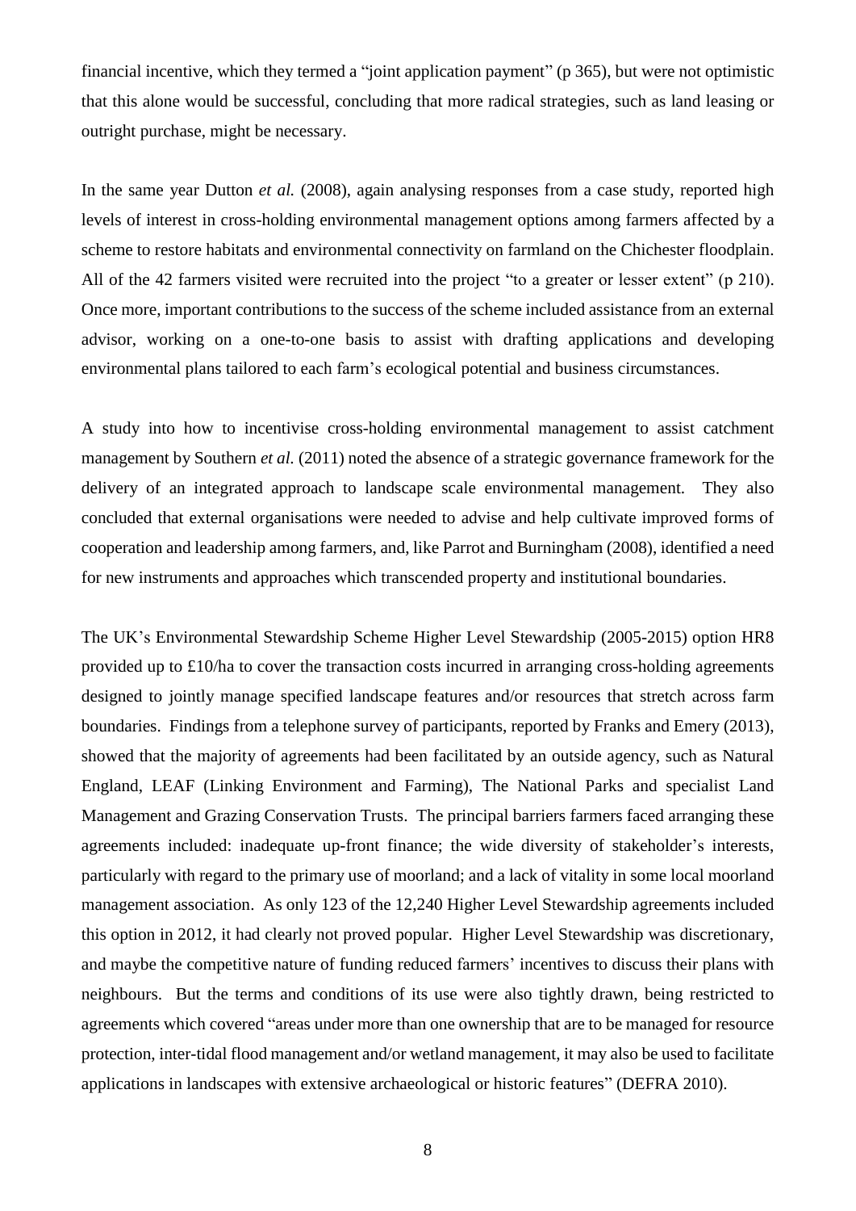financial incentive, which they termed a "joint application payment" (p 365), but were not optimistic that this alone would be successful, concluding that more radical strategies, such as land leasing or outright purchase, might be necessary.

In the same year Dutton *et al.* (2008), again analysing responses from a case study, reported high levels of interest in cross-holding environmental management options among farmers affected by a scheme to restore habitats and environmental connectivity on farmland on the Chichester floodplain. All of the 42 farmers visited were recruited into the project "to a greater or lesser extent" (p 210). Once more, important contributions to the success of the scheme included assistance from an external advisor, working on a one-to-one basis to assist with drafting applications and developing environmental plans tailored to each farm's ecological potential and business circumstances.

A study into how to incentivise cross-holding environmental management to assist catchment management by Southern *et al.* (2011) noted the absence of a strategic governance framework for the delivery of an integrated approach to landscape scale environmental management. They also concluded that external organisations were needed to advise and help cultivate improved forms of cooperation and leadership among farmers, and, like Parrot and Burningham (2008), identified a need for new instruments and approaches which transcended property and institutional boundaries.

The UK's Environmental Stewardship Scheme Higher Level Stewardship (2005-2015) option HR8 provided up to £10/ha to cover the transaction costs incurred in arranging cross-holding agreements designed to jointly manage specified landscape features and/or resources that stretch across farm boundaries. Findings from a telephone survey of participants, reported by Franks and Emery (2013), showed that the majority of agreements had been facilitated by an outside agency, such as Natural England, LEAF (Linking Environment and Farming), The National Parks and specialist Land Management and Grazing Conservation Trusts. The principal barriers farmers faced arranging these agreements included: inadequate up-front finance; the wide diversity of stakeholder's interests, particularly with regard to the primary use of moorland; and a lack of vitality in some local moorland management association. As only 123 of the 12,240 Higher Level Stewardship agreements included this option in 2012, it had clearly not proved popular. Higher Level Stewardship was discretionary, and maybe the competitive nature of funding reduced farmers' incentives to discuss their plans with neighbours. But the terms and conditions of its use were also tightly drawn, being restricted to agreements which covered "areas under more than one ownership that are to be managed for resource protection, inter-tidal flood management and/or wetland management, it may also be used to facilitate applications in landscapes with extensive archaeological or historic features" (DEFRA 2010).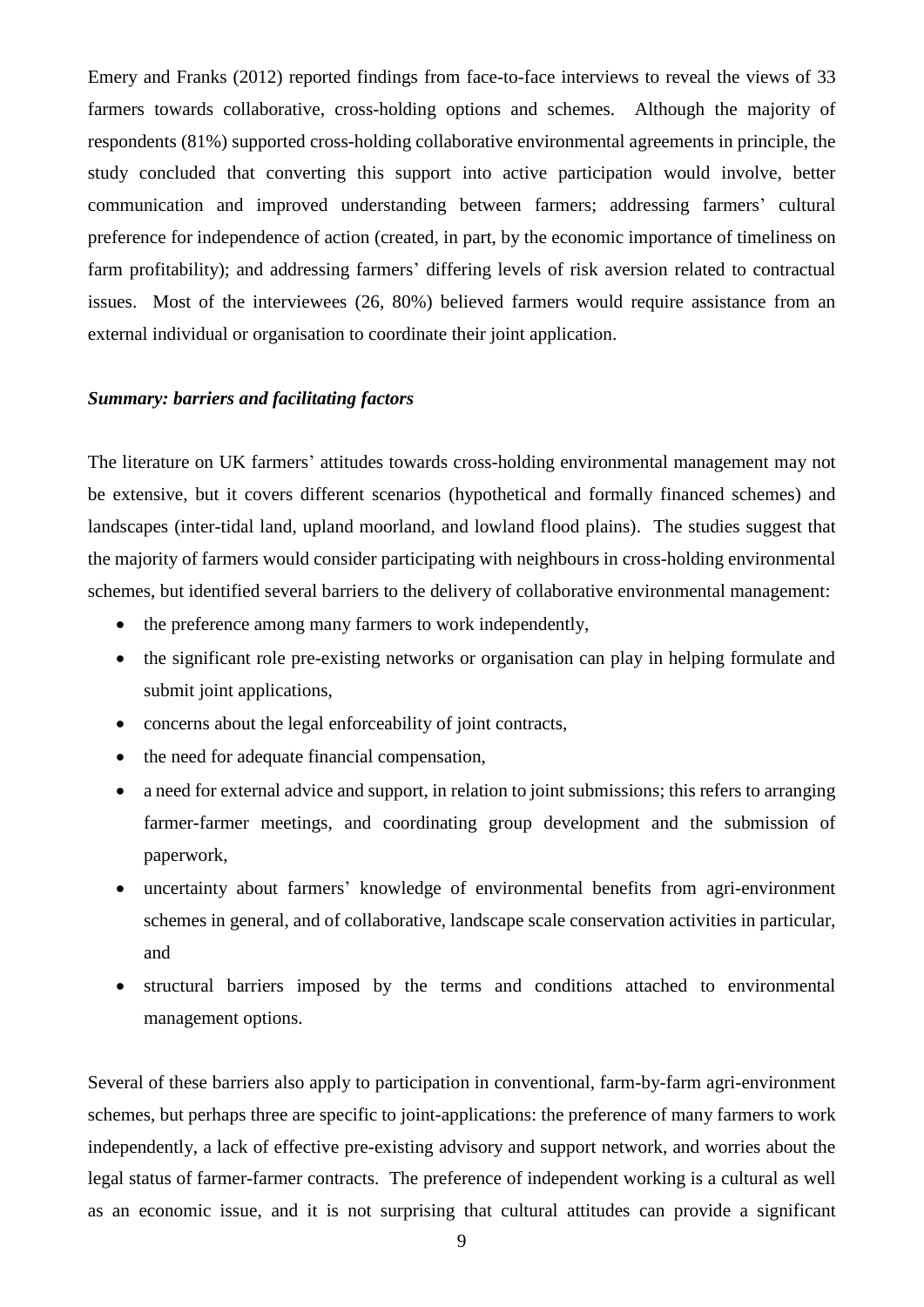Emery and Franks (2012) reported findings from face-to-face interviews to reveal the views of 33 farmers towards collaborative, cross-holding options and schemes. Although the majority of respondents (81%) supported cross-holding collaborative environmental agreements in principle, the study concluded that converting this support into active participation would involve, better communication and improved understanding between farmers; addressing farmers' cultural preference for independence of action (created, in part, by the economic importance of timeliness on farm profitability); and addressing farmers' differing levels of risk aversion related to contractual issues. Most of the interviewees (26, 80%) believed farmers would require assistance from an external individual or organisation to coordinate their joint application.

***Summary: barriers and facilitating factors***

The literature on UK farmers' attitudes towards cross-holding environmental management may not be extensive, but it covers different scenarios (hypothetical and formally financed schemes) and landscapes (inter-tidal land, upland moorland, and lowland flood plains). The studies suggest that the majority of farmers would consider participating with neighbours in cross-holding environmental schemes, but identified several barriers to the delivery of collaborative environmental management:

- the preference among many farmers to work independently,
- the significant role pre-existing networks or organisation can play in helping formulate and submit joint applications,
- concerns about the legal enforceability of joint contracts,
- the need for adequate financial compensation,
- a need for external advice and support, in relation to joint submissions; this refers to arranging farmer-farmer meetings, and coordinating group development and the submission of paperwork,
- uncertainty about farmers' knowledge of environmental benefits from agri-environment schemes in general, and of collaborative, landscape scale conservation activities in particular, and
- structural barriers imposed by the terms and conditions attached to environmental management options.

Several of these barriers also apply to participation in conventional, farm-by-farm agri-environment schemes, but perhaps three are specific to joint-applications: the preference of many farmers to work independently, a lack of effective pre-existing advisory and support network, and worries about the legal status of farmer-farmer contracts. The preference of independent working is a cultural as well as an economic issue, and it is not surprising that cultural attitudes can provide a significant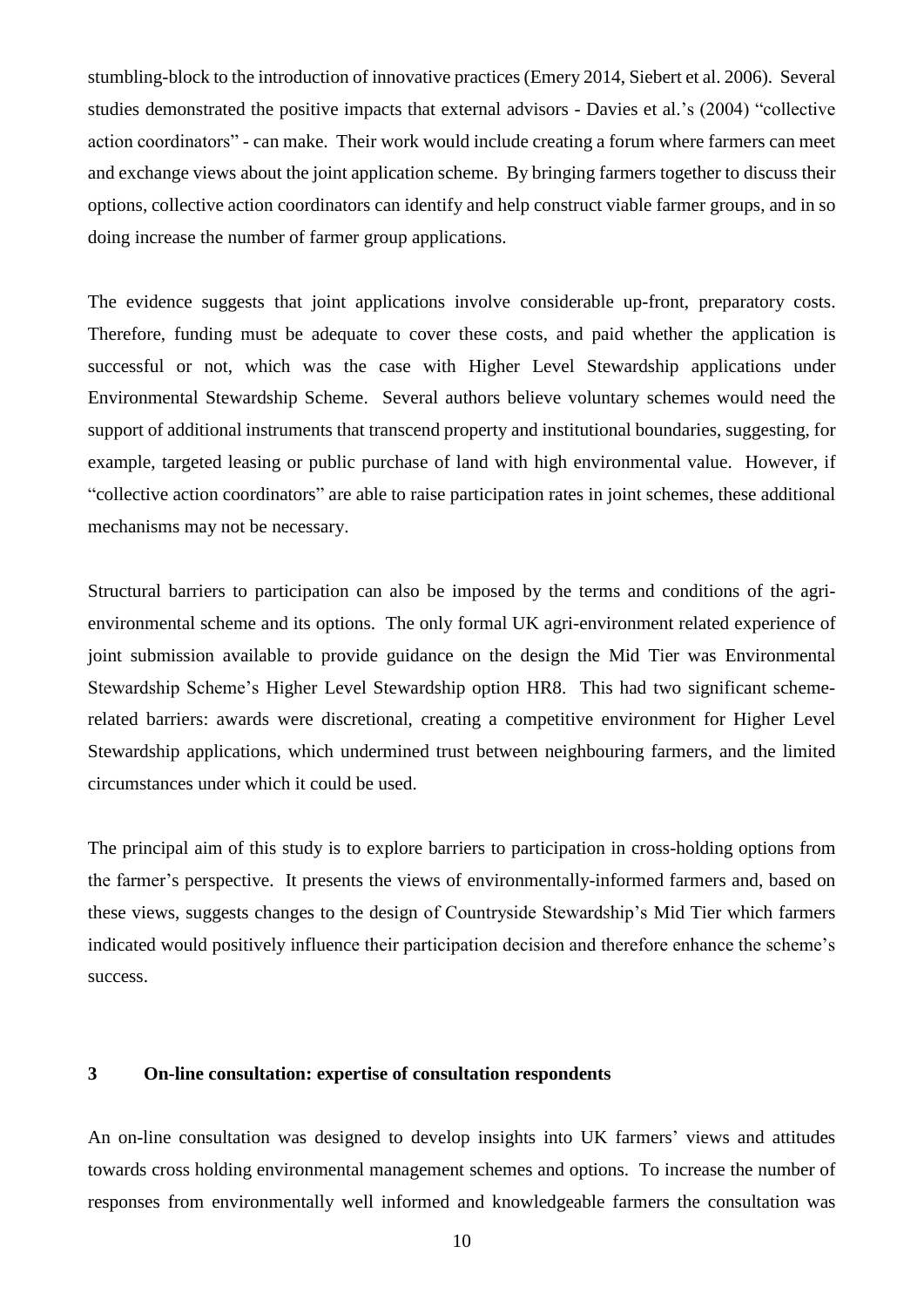stumbling-block to the introduction of innovative practices (Emery 2014, Siebert et al. 2006). Several studies demonstrated the positive impacts that external advisors - Davies et al.'s (2004) "collective action coordinators" - can make. Their work would include creating a forum where farmers can meet and exchange views about the joint application scheme. By bringing farmers together to discuss their options, collective action coordinators can identify and help construct viable farmer groups, and in so doing increase the number of farmer group applications.

The evidence suggests that joint applications involve considerable up-front, preparatory costs. Therefore, funding must be adequate to cover these costs, and paid whether the application is successful or not, which was the case with Higher Level Stewardship applications under Environmental Stewardship Scheme. Several authors believe voluntary schemes would need the support of additional instruments that transcend property and institutional boundaries, suggesting, for example, targeted leasing or public purchase of land with high environmental value. However, if "collective action coordinators" are able to raise participation rates in joint schemes, these additional mechanisms may not be necessary.

Structural barriers to participation can also be imposed by the terms and conditions of the agri-environmental scheme and its options. The only formal UK agri-environment related experience of joint submission available to provide guidance on the design the Mid Tier was Environmental Stewardship Scheme's Higher Level Stewardship option HR8. This had two significant scheme-related barriers: awards were discretional, creating a competitive environment for Higher Level Stewardship applications, which undermined trust between neighbouring farmers, and the limited circumstances under which it could be used.

The principal aim of this study is to explore barriers to participation in cross-holding options from the farmer's perspective. It presents the views of environmentally-informed farmers and, based on these views, suggests changes to the design of Countryside Stewardship's Mid Tier which farmers indicated would positively influence their participation decision and therefore enhance the scheme's success.

## 3 On-line consultation: expertise of consultation respondents

An on-line consultation was designed to develop insights into UK farmers' views and attitudes towards cross holding environmental management schemes and options. To increase the number of responses from environmentally well informed and knowledgeable farmers the consultation was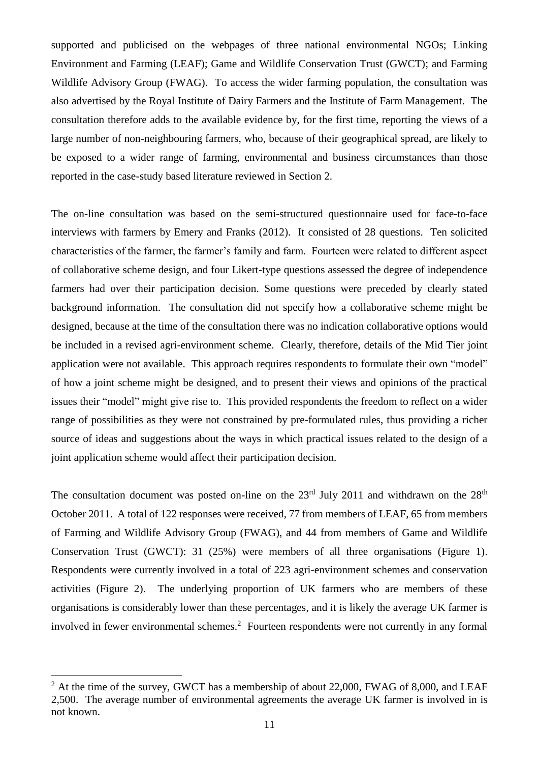supported and publicised on the webpages of three national environmental NGOs; Linking Environment and Farming (LEAF); Game and Wildlife Conservation Trust (GWCT); and Farming Wildlife Advisory Group (FWAG). To access the wider farming population, the consultation was also advertised by the Royal Institute of Dairy Farmers and the Institute of Farm Management. The consultation therefore adds to the available evidence by, for the first time, reporting the views of a large number of non-neighbouring farmers, who, because of their geographical spread, are likely to be exposed to a wider range of farming, environmental and business circumstances than those reported in the case-study based literature reviewed in Section 2.

The on-line consultation was based on the semi-structured questionnaire used for face-to-face interviews with farmers by Emery and Franks (2012). It consisted of 28 questions. Ten solicited characteristics of the farmer, the farmer's family and farm. Fourteen were related to different aspect of collaborative scheme design, and four Likert-type questions assessed the degree of independence farmers had over their participation decision. Some questions were preceded by clearly stated background information. The consultation did not specify how a collaborative scheme might be designed, because at the time of the consultation there was no indication collaborative options would be included in a revised agri-environment scheme. Clearly, therefore, details of the Mid Tier joint application were not available. This approach requires respondents to formulate their own "model" of how a joint scheme might be designed, and to present their views and opinions of the practical issues their "model" might give rise to. This provided respondents the freedom to reflect on a wider range of possibilities as they were not constrained by pre-formulated rules, thus providing a richer source of ideas and suggestions about the ways in which practical issues related to the design of a joint application scheme would affect their participation decision.

The consultation document was posted on-line on the 23rd July 2011 and withdrawn on the 28th October 2011. A total of 122 responses were received, 77 from members of LEAF, 65 from members of Farming and Wildlife Advisory Group (FWAG), and 44 from members of Game and Wildlife Conservation Trust (GWCT): 31 (25%) were members of all three organisations (Figure 1). Respondents were currently involved in a total of 223 agri-environment schemes and conservation activities (Figure 2). The underlying proportion of UK farmers who are members of these organisations is considerably lower than these percentages, and it is likely the average UK farmer is involved in fewer environmental schemes.[2] Fourteen respondents were not currently in any formal

[2] At the time of the survey, GWCT has a membership of about 22,000, FWAG of 8,000, and LEAF 2,500. The average number of environmental agreements the average UK farmer is involved in is not known.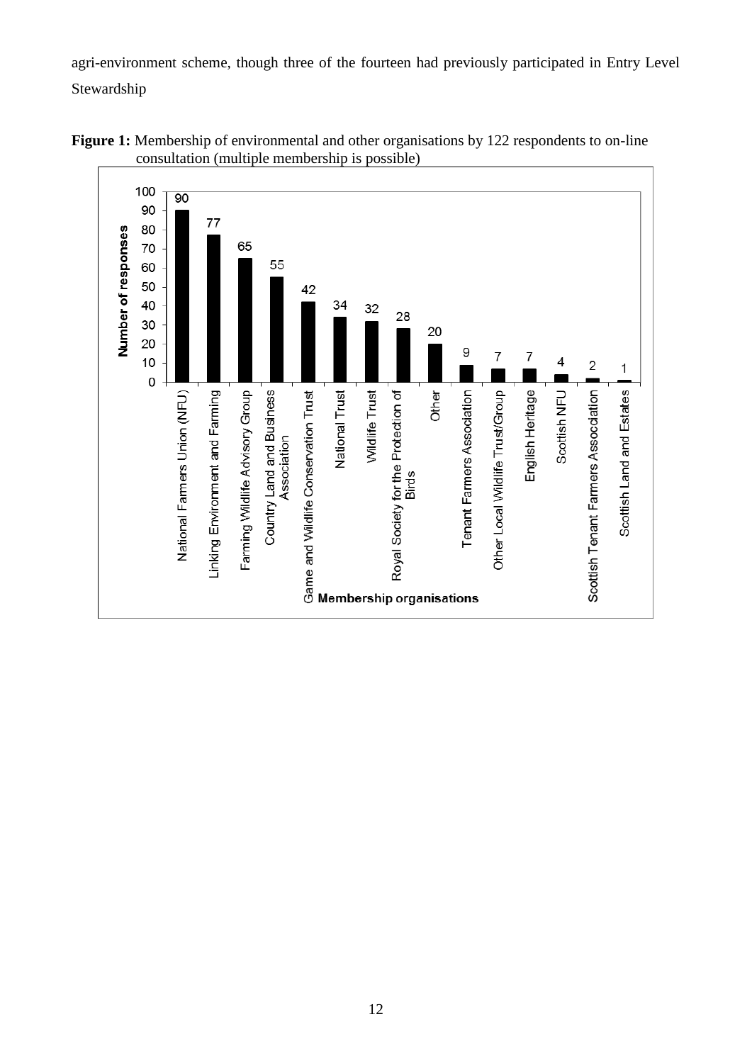agri-environment scheme, though three of the fourteen had previously participated in Entry Level Stewardship

**Figure 1:** Membership of environmental and other organisations by 122 respondents to on-line consultation (multiple membership is possible)

| Membership organisations | Number of responses |
| --- | --- |
| National Farmers Union (NFU) | 90 |
| Linking Environment and Farming | 77 |
| Farming Wildlife Advisory Group | 65 |
| Country Land and Business Association | 55 |
| Game and Wildlife Conservation Trust | 42 |
| National Trust | 34 |
| Wildlife Trust | 32 |
| Royal Society for the Protection of Birds | 28 |
| Other | 20 |
| Tenant Farmers Association | 9 |
| Other Local Wildlife Trust/Group | 7 |
| English Heritage | 7 |
| Scottish NFU | 4 |
| Scottish Tenant Farmers Assocciation | 2 |
| Scottish Land and Estates | 1 |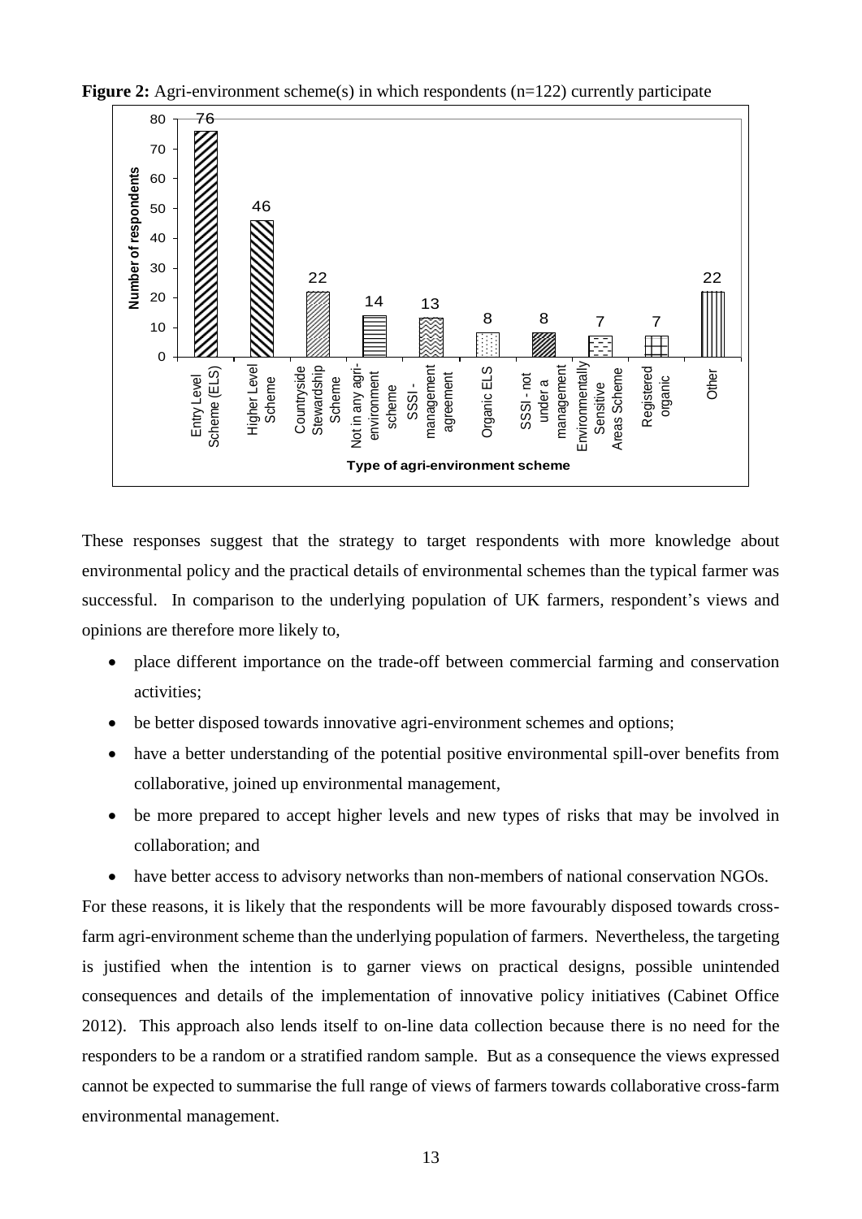**Figure 2:** Agri-environment scheme(s) in which respondents (n=122) currently participate

| Type of agri-environment scheme | Number of respondents |
|---|---|
| Entry Level Scheme (ELS) | 76 |
| Higher Level Scheme | 46 |
| Countryside Stewardship Scheme | 22 |
| Not in any agri-environment scheme | 14 |
| SSSI - management agreement | 13 |
| Organic ELS | 8 |
| SSSI - not under a management | 8 |
| Environmentally Sensitive Areas Scheme | 7 |
| Registered organic | 7 |
| Other | 22 |

These responses suggest that the strategy to target respondents with more knowledge about environmental policy and the practical details of environmental schemes than the typical farmer was successful. In comparison to the underlying population of UK farmers, respondent's views and opinions are therefore more likely to,

- place different importance on the trade-off between commercial farming and conservation activities;
- be better disposed towards innovative agri-environment schemes and options;
- have a better understanding of the potential positive environmental spill-over benefits from collaborative, joined up environmental management,
- be more prepared to accept higher levels and new types of risks that may be involved in collaboration; and
- have better access to advisory networks than non-members of national conservation NGOs.

For these reasons, it is likely that the respondents will be more favourably disposed towards cross-farm agri-environment scheme than the underlying population of farmers. Nevertheless, the targeting is justified when the intention is to garner views on practical designs, possible unintended consequences and details of the implementation of innovative policy initiatives (Cabinet Office 2012). This approach also lends itself to on-line data collection because there is no need for the responders to be a random or a stratified random sample. But as a consequence the views expressed cannot be expected to summarise the full range of views of farmers towards collaborative cross-farm environmental management.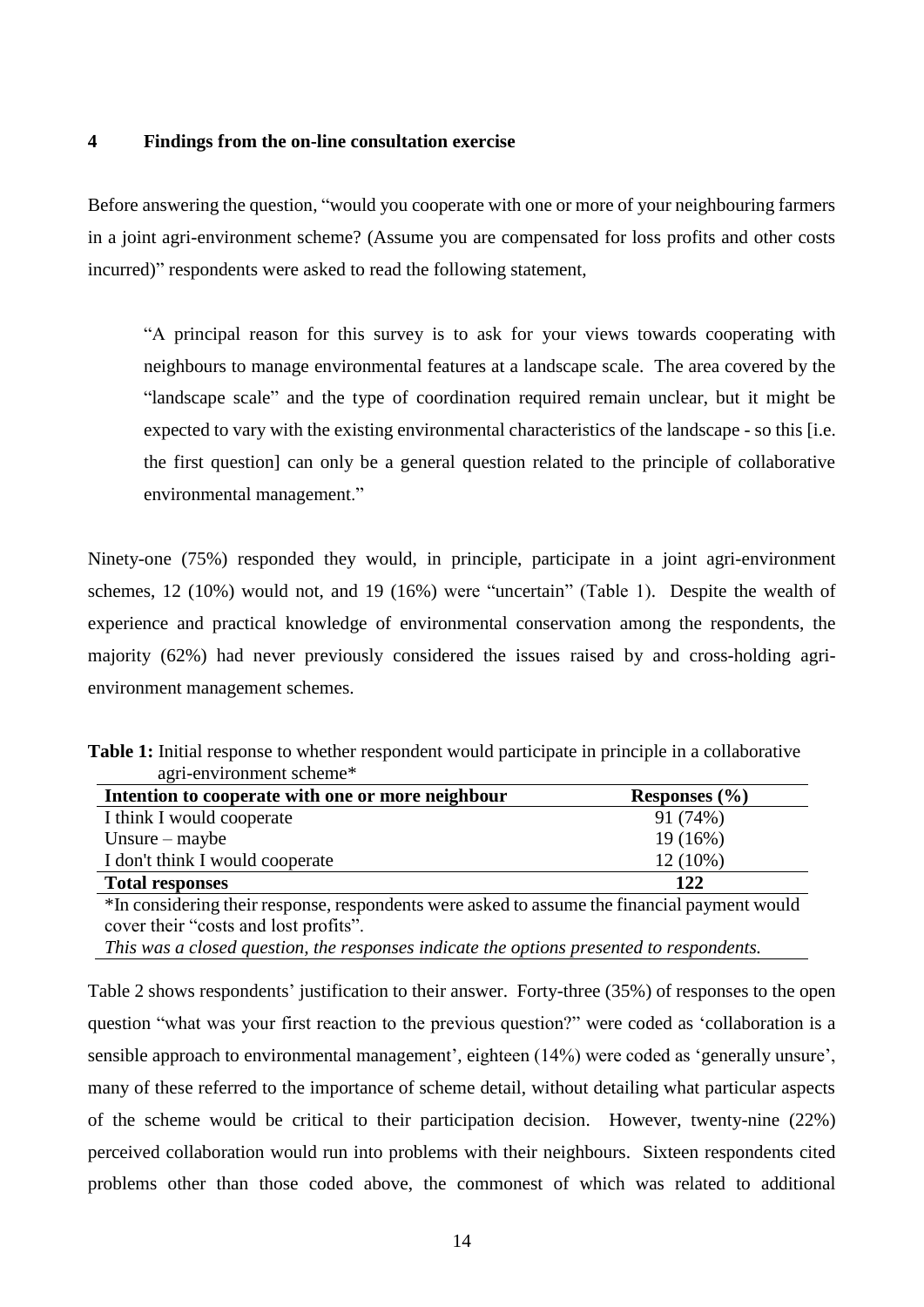## 4 Findings from the on-line consultation exercise

Before answering the question, "would you cooperate with one or more of your neighbouring farmers in a joint agri-environment scheme? (Assume you are compensated for loss profits and other costs incurred)" respondents were asked to read the following statement,

> "A principal reason for this survey is to ask for your views towards cooperating with neighbours to manage environmental features at a landscape scale. The area covered by the "landscape scale" and the type of coordination required remain unclear, but it might be expected to vary with the existing environmental characteristics of the landscape - so this [i.e. the first question] can only be a general question related to the principle of collaborative environmental management."

Ninety-one (75%) responded they would, in principle, participate in a joint agri-environment schemes, 12 (10%) would not, and 19 (16%) were "uncertain" (Table 1). Despite the wealth of experience and practical knowledge of environmental conservation among the respondents, the majority (62%) had never previously considered the issues raised by and cross-holding agri-environment management schemes.

**Table 1:** Initial response to whether respondent would participate in principle in a collaborative agri-environment scheme*

| Intention to cooperate with one or more neighbour | Responses (%) |
|---|---|
| I think I would cooperate | 91 (74%) |
| Unsure – maybe | 19 (16%) |
| I don't think I would cooperate | 12 (10%) |
| **Total responses** | **122** |

*In considering their response, respondents were asked to assume the financial payment would cover their "costs and lost profits".

*This was a closed question, the responses indicate the options presented to respondents.*

Table 2 shows respondents' justification to their answer. Forty-three (35%) of responses to the open question "what was your first reaction to the previous question?" were coded as 'collaboration is a sensible approach to environmental management', eighteen (14%) were coded as 'generally unsure', many of these referred to the importance of scheme detail, without detailing what particular aspects of the scheme would be critical to their participation decision. However, twenty-nine (22%) perceived collaboration would run into problems with their neighbours. Sixteen respondents cited problems other than those coded above, the commonest of which was related to additional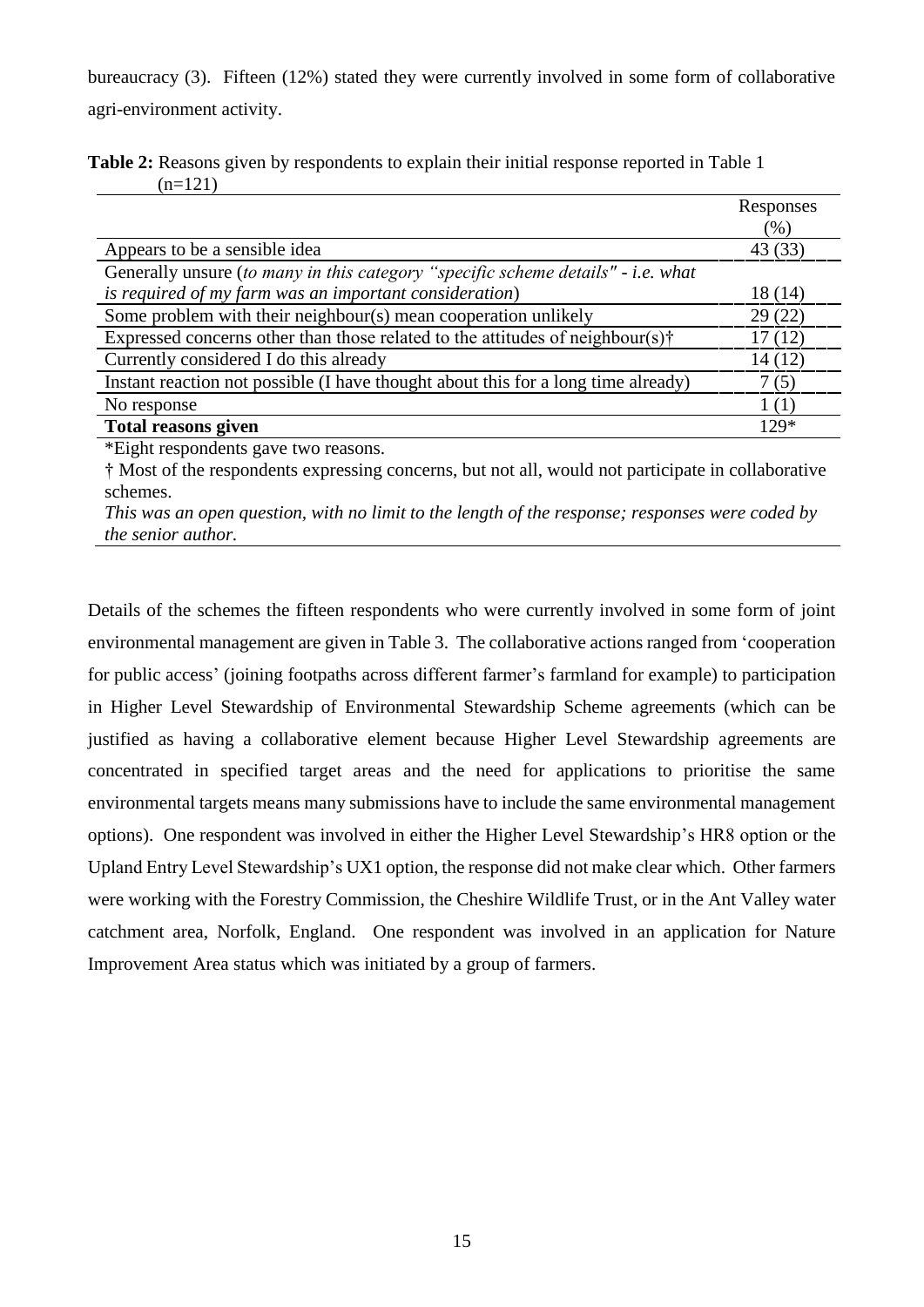bureaucracy (3). Fifteen (12%) stated they were currently involved in some form of collaborative agri-environment activity.

**Table 2:** Reasons given by respondents to explain their initial response reported in Table 1 (n=121)

| | Responses (%) |
|---|---|
| Appears to be a sensible idea | 43 (33) |
| Generally unsure (*to many in this category "specific scheme details" - i.e. what is required of my farm was an important consideration*) | 18 (14) |
| Some problem with their neighbour(s) mean cooperation unlikely | 29 (22) |
| Expressed concerns other than those related to the attitudes of neighbour(s)† | 17 (12) |
| Currently considered I do this already | 14 (12) |
| Instant reaction not possible (I have thought about this for a long time already) | 7 (5) |
| No response | 1 (1) |
| **Total reasons given** | 129* |

*Eight respondents gave two reasons.

† Most of the respondents expressing concerns, but not all, would not participate in collaborative schemes.

*This was an open question, with no limit to the length of the response; responses were coded by the senior author.*

Details of the schemes the fifteen respondents who were currently involved in some form of joint environmental management are given in Table 3. The collaborative actions ranged from 'cooperation for public access' (joining footpaths across different farmer's farmland for example) to participation in Higher Level Stewardship of Environmental Stewardship Scheme agreements (which can be justified as having a collaborative element because Higher Level Stewardship agreements are concentrated in specified target areas and the need for applications to prioritise the same environmental targets means many submissions have to include the same environmental management options). One respondent was involved in either the Higher Level Stewardship's HR8 option or the Upland Entry Level Stewardship's UX1 option, the response did not make clear which. Other farmers were working with the Forestry Commission, the Cheshire Wildlife Trust, or in the Ant Valley water catchment area, Norfolk, England. One respondent was involved in an application for Nature Improvement Area status which was initiated by a group of farmers.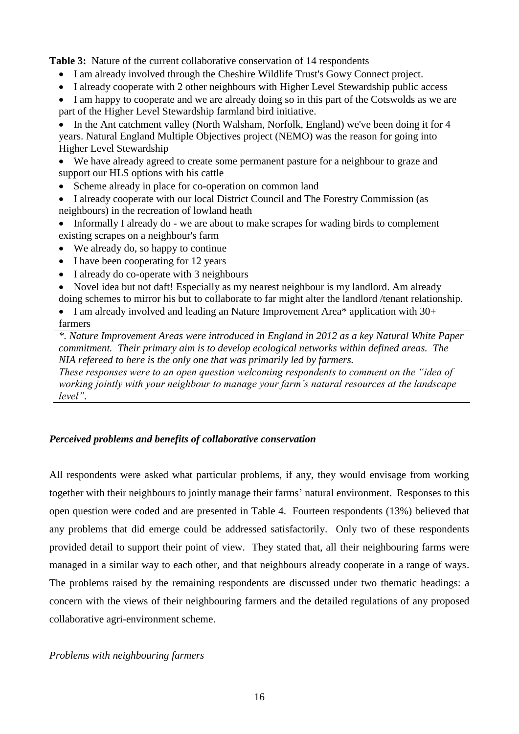**Table 3:** Nature of the current collaborative conservation of 14 respondents

- I am already involved through the Cheshire Wildlife Trust's Gowy Connect project.
- I already cooperate with 2 other neighbours with Higher Level Stewardship public access
- I am happy to cooperate and we are already doing so in this part of the Cotswolds as we are part of the Higher Level Stewardship farmland bird initiative.
- In the Ant catchment valley (North Walsham, Norfolk, England) we've been doing it for 4 years. Natural England Multiple Objectives project (NEMO) was the reason for going into Higher Level Stewardship
- We have already agreed to create some permanent pasture for a neighbour to graze and support our HLS options with his cattle
- Scheme already in place for co-operation on common land
- I already cooperate with our local District Council and The Forestry Commission (as neighbours) in the recreation of lowland heath
- Informally I already do - we are about to make scrapes for wading birds to complement existing scrapes on a neighbour's farm
- We already do, so happy to continue
- I have been cooperating for 12 years
- I already do co-operate with 3 neighbours
- Novel idea but not daft! Especially as my nearest neighbour is my landlord. Am already doing schemes to mirror his but to collaborate to far might alter the landlord /tenant relationship.
- I am already involved and leading an Nature Improvement Area* application with 30+ farmers

*\*. Nature Improvement Areas were introduced in England in 2012 as a key Natural White Paper commitment. Their primary aim is to develop ecological networks within defined areas. The NIA refereed to here is the only one that was primarily led by farmers.*
*These responses were to an open question welcoming respondents to comment on the "idea of working jointly with your neighbour to manage your farm's natural resources at the landscape level".*

### *Perceived problems and benefits of collaborative conservation*

All respondents were asked what particular problems, if any, they would envisage from working together with their neighbours to jointly manage their farms' natural environment. Responses to this open question were coded and are presented in Table 4. Fourteen respondents (13%) believed that any problems that did emerge could be addressed satisfactorily. Only two of these respondents provided detail to support their point of view. They stated that, all their neighbouring farms were managed in a similar way to each other, and that neighbours already cooperate in a range of ways. The problems raised by the remaining respondents are discussed under two thematic headings: a concern with the views of their neighbouring farmers and the detailed regulations of any proposed collaborative agri-environment scheme.

*Problems with neighbouring farmers*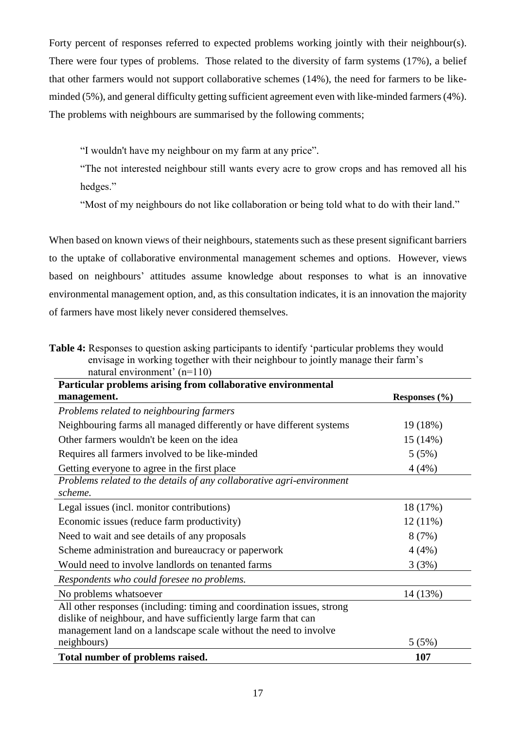Forty percent of responses referred to expected problems working jointly with their neighbour(s). There were four types of problems. Those related to the diversity of farm systems (17%), a belief that other farmers would not support collaborative schemes (14%), the need for farmers to be like-minded (5%), and general difficulty getting sufficient agreement even with like-minded farmers (4%). The problems with neighbours are summarised by the following comments;

> "I wouldn't have my neighbour on my farm at any price".
>
> "The not interested neighbour still wants every acre to grow crops and has removed all his hedges."
>
> "Most of my neighbours do not like collaboration or being told what to do with their land."

When based on known views of their neighbours, statements such as these present significant barriers to the uptake of collaborative environmental management schemes and options. However, views based on neighbours' attitudes assume knowledge about responses to what is an innovative environmental management option, and, as this consultation indicates, it is an innovation the majority of farmers have most likely never considered themselves.

**Table 4:** Responses to question asking participants to identify 'particular problems they would envisage in working together with their neighbour to jointly manage their farm's natural environment' (n=110)

| Particular problems arising from collaborative environmental management. | Responses (%) |
|---|---|
| *Problems related to neighbouring farmers* | |
| Neighbouring farms all managed differently or have different systems | 19 (18%) |
| Other farmers wouldn't be keen on the idea | 15 (14%) |
| Requires all farmers involved to be like-minded | 5 (5%) |
| Getting everyone to agree in the first place | 4 (4%) |
| *Problems related to the details of any collaborative agri-environment scheme.* | |
| Legal issues (incl. monitor contributions) | 18 (17%) |
| Economic issues (reduce farm productivity) | 12 (11%) |
| Need to wait and see details of any proposals | 8 (7%) |
| Scheme administration and bureaucracy or paperwork | 4 (4%) |
| Would need to involve landlords on tenanted farms | 3 (3%) |
| *Respondents who could foresee no problems.* | |
| No problems whatsoever | 14 (13%) |
| All other responses (including: timing and coordination issues, strong dislike of neighbour, and have sufficiently large farm that can management land on a landscape scale without the need to involve neighbours) | 5 (5%) |
| **Total number of problems raised.** | **107** |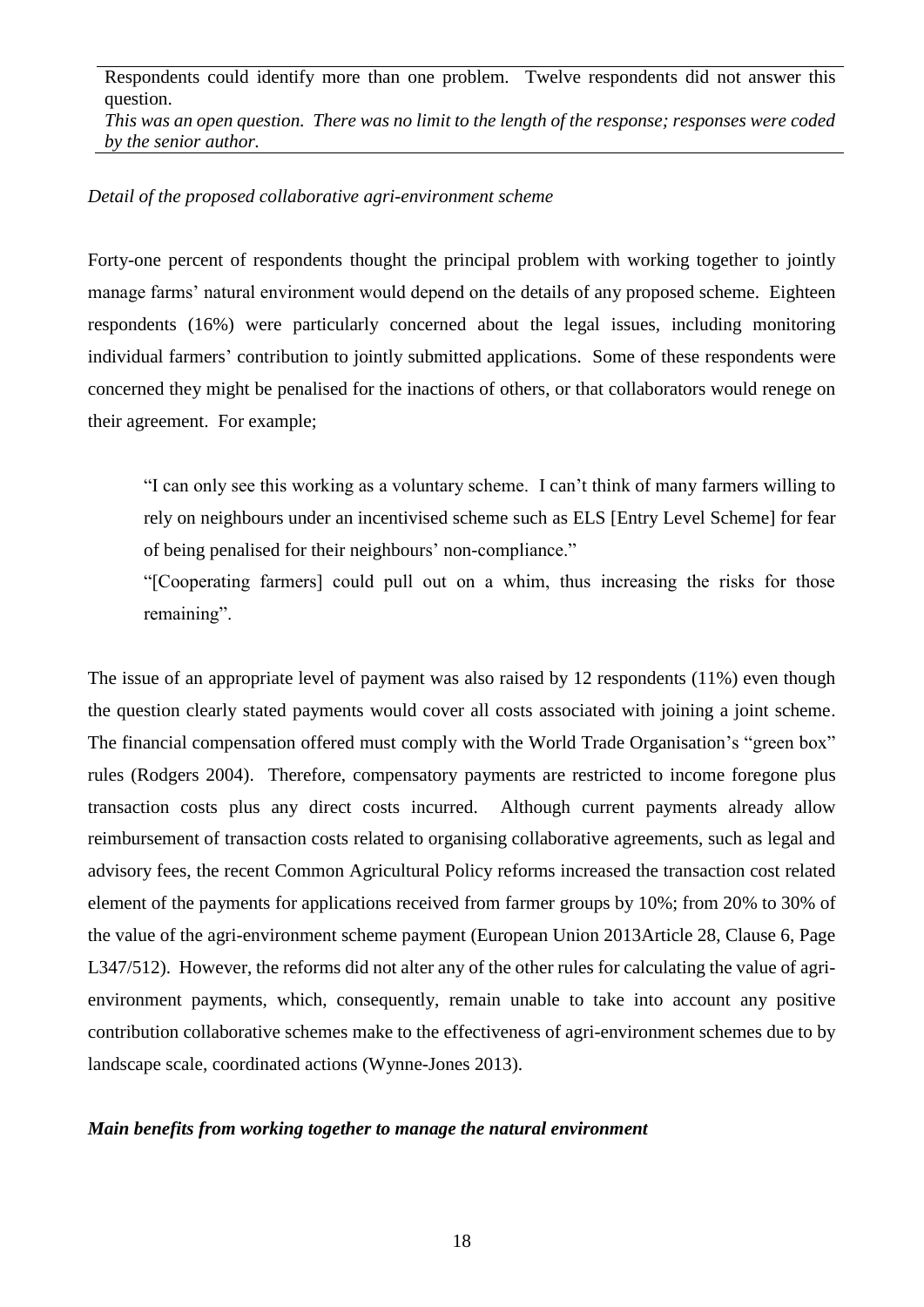Respondents could identify more than one problem. Twelve respondents did not answer this question.
*This was an open question. There was no limit to the length of the response; responses were coded by the senior author.*

*Detail of the proposed collaborative agri-environment scheme*

Forty-one percent of respondents thought the principal problem with working together to jointly manage farms' natural environment would depend on the details of any proposed scheme. Eighteen respondents (16%) were particularly concerned about the legal issues, including monitoring individual farmers' contribution to jointly submitted applications. Some of these respondents were concerned they might be penalised for the inactions of others, or that collaborators would renege on their agreement. For example;

> "I can only see this working as a voluntary scheme. I can't think of many farmers willing to rely on neighbours under an incentivised scheme such as ELS [Entry Level Scheme] for fear of being penalised for their neighbours' non-compliance."
>
> "[Cooperating farmers] could pull out on a whim, thus increasing the risks for those remaining".

The issue of an appropriate level of payment was also raised by 12 respondents (11%) even though the question clearly stated payments would cover all costs associated with joining a joint scheme. The financial compensation offered must comply with the World Trade Organisation's "green box" rules (Rodgers 2004). Therefore, compensatory payments are restricted to income foregone plus transaction costs plus any direct costs incurred. Although current payments already allow reimbursement of transaction costs related to organising collaborative agreements, such as legal and advisory fees, the recent Common Agricultural Policy reforms increased the transaction cost related element of the payments for applications received from farmer groups by 10%; from 20% to 30% of the value of the agri-environment scheme payment (European Union 2013Article 28, Clause 6, Page L347/512). However, the reforms did not alter any of the other rules for calculating the value of agri-environment payments, which, consequently, remain unable to take into account any positive contribution collaborative schemes make to the effectiveness of agri-environment schemes due to by landscape scale, coordinated actions (Wynne-Jones 2013).

***Main benefits from working together to manage the natural environment***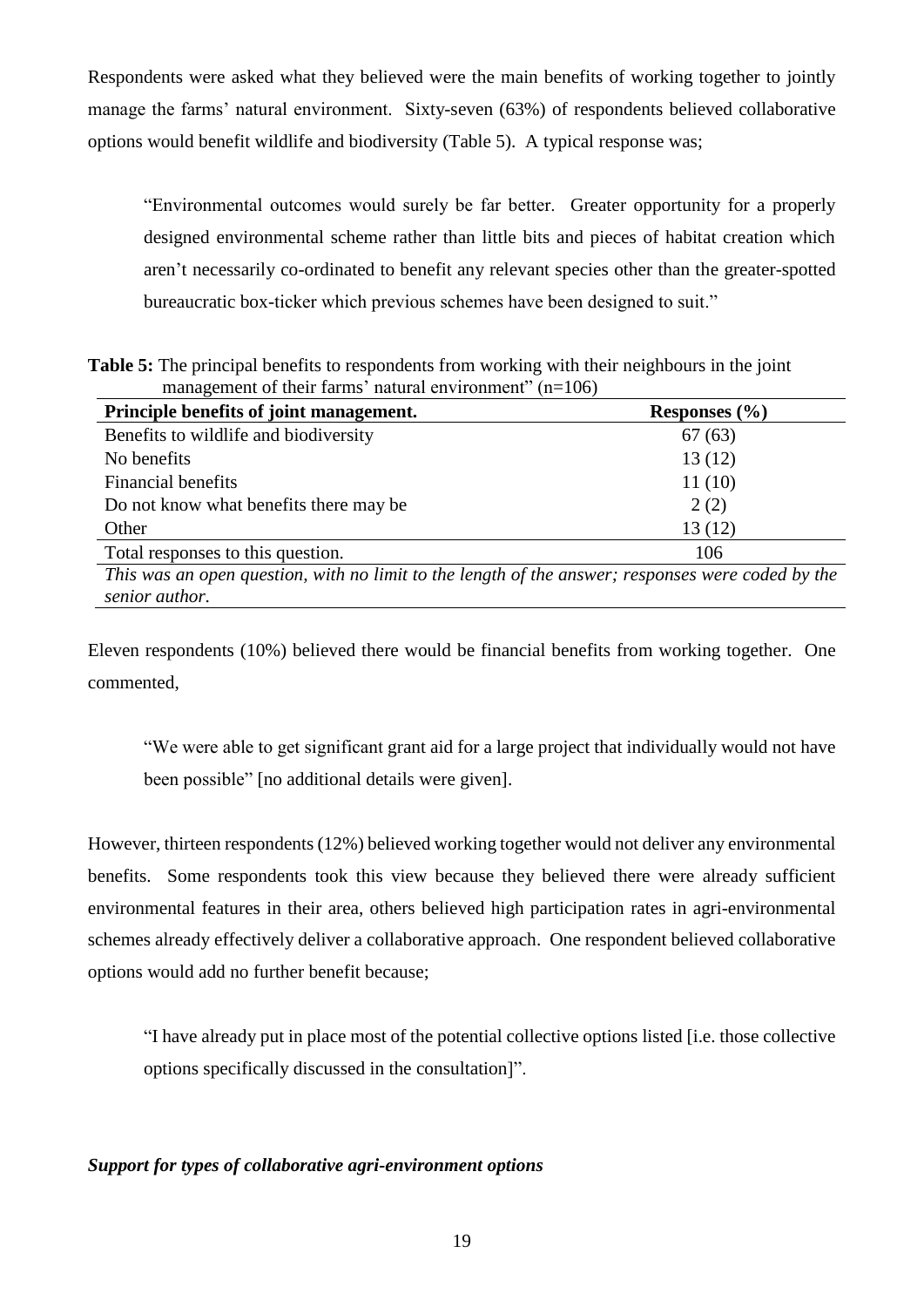Respondents were asked what they believed were the main benefits of working together to jointly manage the farms' natural environment. Sixty-seven (63%) of respondents believed collaborative options would benefit wildlife and biodiversity (Table 5). A typical response was;

> "Environmental outcomes would surely be far better. Greater opportunity for a properly designed environmental scheme rather than little bits and pieces of habitat creation which aren't necessarily co-ordinated to benefit any relevant species other than the greater-spotted bureaucratic box-ticker which previous schemes have been designed to suit."

**Table 5:** The principal benefits to respondents from working with their neighbours in the joint management of their farms' natural environment" (n=106)

| Principle benefits of joint management. | Responses (%) |
| --- | --- |
| Benefits to wildlife and biodiversity | 67 (63) |
| No benefits | 13 (12) |
| Financial benefits | 11 (10) |
| Do not know what benefits there may be | 2 (2) |
| Other | 13 (12) |
| Total responses to this question. | 106 |

*This was an open question, with no limit to the length of the answer; responses were coded by the senior author.*

Eleven respondents (10%) believed there would be financial benefits from working together. One commented,

> "We were able to get significant grant aid for a large project that individually would not have been possible" [no additional details were given].

However, thirteen respondents (12%) believed working together would not deliver any environmental benefits. Some respondents took this view because they believed there were already sufficient environmental features in their area, others believed high participation rates in agri-environmental schemes already effectively deliver a collaborative approach. One respondent believed collaborative options would add no further benefit because;

> "I have already put in place most of the potential collective options listed [i.e. those collective options specifically discussed in the consultation]".

***Support for types of collaborative agri-environment options***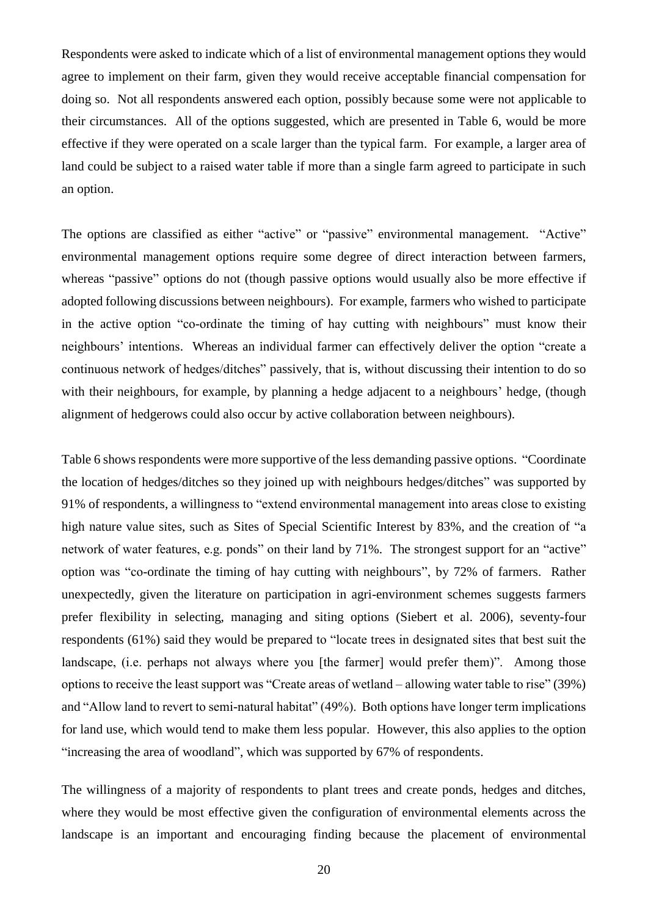Respondents were asked to indicate which of a list of environmental management options they would agree to implement on their farm, given they would receive acceptable financial compensation for doing so. Not all respondents answered each option, possibly because some were not applicable to their circumstances. All of the options suggested, which are presented in Table 6, would be more effective if they were operated on a scale larger than the typical farm. For example, a larger area of land could be subject to a raised water table if more than a single farm agreed to participate in such an option.

The options are classified as either "active" or "passive" environmental management. "Active" environmental management options require some degree of direct interaction between farmers, whereas "passive" options do not (though passive options would usually also be more effective if adopted following discussions between neighbours). For example, farmers who wished to participate in the active option "co-ordinate the timing of hay cutting with neighbours" must know their neighbours' intentions. Whereas an individual farmer can effectively deliver the option "create a continuous network of hedges/ditches" passively, that is, without discussing their intention to do so with their neighbours, for example, by planning a hedge adjacent to a neighbours' hedge, (though alignment of hedgerows could also occur by active collaboration between neighbours).

Table 6 shows respondents were more supportive of the less demanding passive options. "Coordinate the location of hedges/ditches so they joined up with neighbours hedges/ditches" was supported by 91% of respondents, a willingness to "extend environmental management into areas close to existing high nature value sites, such as Sites of Special Scientific Interest by 83%, and the creation of "a network of water features, e.g. ponds" on their land by 71%. The strongest support for an "active" option was "co-ordinate the timing of hay cutting with neighbours", by 72% of farmers. Rather unexpectedly, given the literature on participation in agri-environment schemes suggests farmers prefer flexibility in selecting, managing and siting options (Siebert et al. 2006), seventy-four respondents (61%) said they would be prepared to "locate trees in designated sites that best suit the landscape, (i.e. perhaps not always where you [the farmer] would prefer them)". Among those options to receive the least support was "Create areas of wetland – allowing water table to rise" (39%) and "Allow land to revert to semi-natural habitat" (49%). Both options have longer term implications for land use, which would tend to make them less popular. However, this also applies to the option "increasing the area of woodland", which was supported by 67% of respondents.

The willingness of a majority of respondents to plant trees and create ponds, hedges and ditches, where they would be most effective given the configuration of environmental elements across the landscape is an important and encouraging finding because the placement of environmental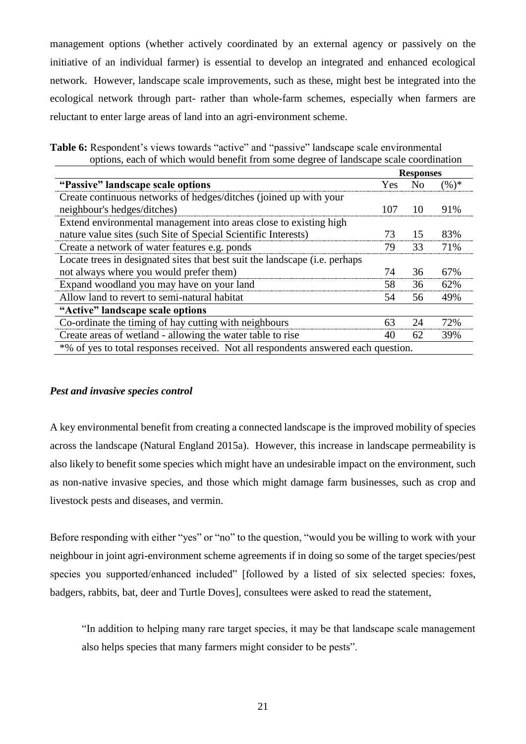management options (whether actively coordinated by an external agency or passively on the initiative of an individual farmer) is essential to develop an integrated and enhanced ecological network. However, landscape scale improvements, such as these, might best be integrated into the ecological network through part- rather than whole-farm schemes, especially when farmers are reluctant to enter large areas of land into an agri-environment scheme.

**Table 6:** Respondent's views towards "active" and "passive" landscape scale environmental options, each of which would benefit from some degree of landscape scale coordination

| | Responses | | |
|---|---|---|---|
| **"Passive" landscape scale options** | Yes | No | (%)* |
| Create continuous networks of hedges/ditches (joined up with your neighbour's hedges/ditches) | 107 | 10 | 91% |
| Extend environmental management into areas close to existing high nature value sites (such Site of Special Scientific Interests) | 73 | 15 | 83% |
| Create a network of water features e.g. ponds | 79 | 33 | 71% |
| Locate trees in designated sites that best suit the landscape (i.e. perhaps not always where you would prefer them) | 74 | 36 | 67% |
| Expand woodland you may have on your land | 58 | 36 | 62% |
| Allow land to revert to semi-natural habitat | 54 | 56 | 49% |
| **"Active" landscape scale options** | | | |
| Co-ordinate the timing of hay cutting with neighbours | 63 | 24 | 72% |
| Create areas of wetland - allowing the water table to rise | 40 | 62 | 39% |

*% of yes to total responses received. Not all respondents answered each question.

### *Pest and invasive species control*

A key environmental benefit from creating a connected landscape is the improved mobility of species across the landscape (Natural England 2015a). However, this increase in landscape permeability is also likely to benefit some species which might have an undesirable impact on the environment, such as non-native invasive species, and those which might damage farm businesses, such as crop and livestock pests and diseases, and vermin.

Before responding with either "yes" or "no" to the question, "would you be willing to work with your neighbour in joint agri-environment scheme agreements if in doing so some of the target species/pest species you supported/enhanced included" [followed by a listed of six selected species: foxes, badgers, rabbits, bat, deer and Turtle Doves], consultees were asked to read the statement,

> "In addition to helping many rare target species, it may be that landscape scale management also helps species that many farmers might consider to be pests".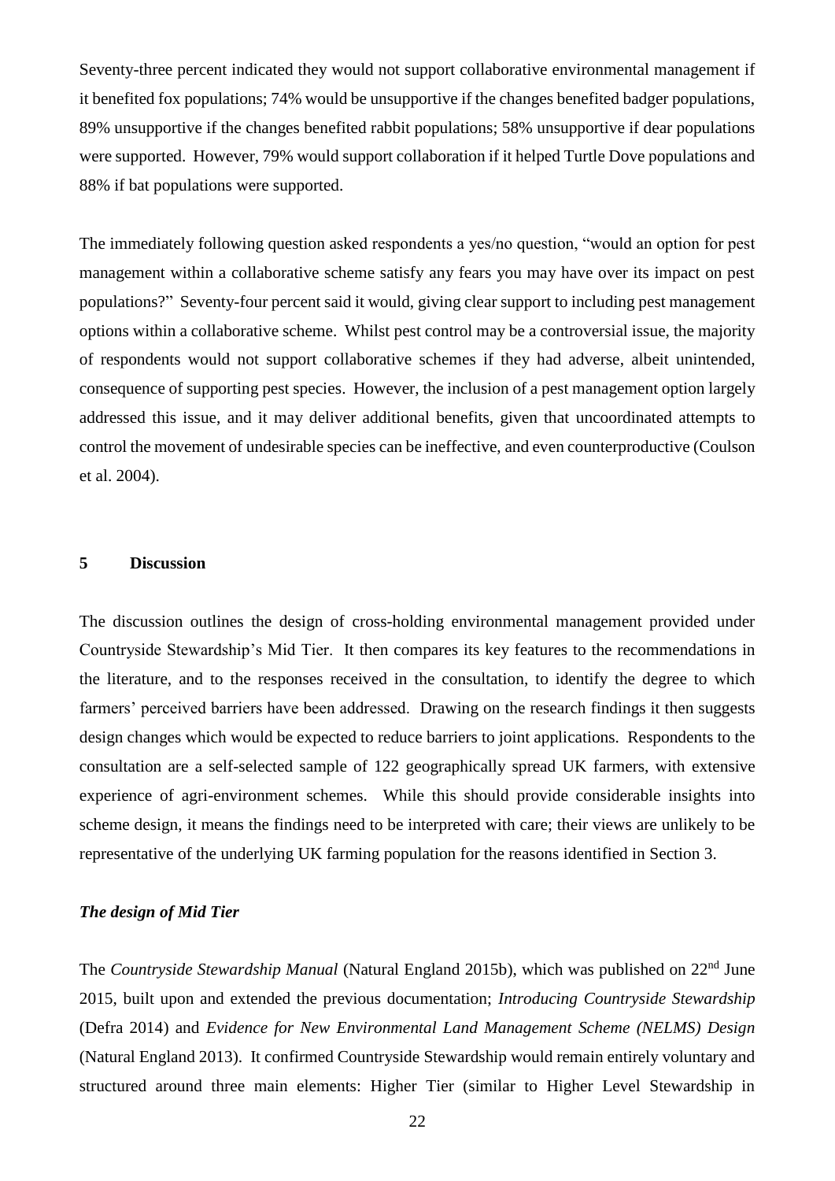Seventy-three percent indicated they would not support collaborative environmental management if it benefited fox populations; 74% would be unsupportive if the changes benefited badger populations, 89% unsupportive if the changes benefited rabbit populations; 58% unsupportive if dear populations were supported. However, 79% would support collaboration if it helped Turtle Dove populations and 88% if bat populations were supported.

The immediately following question asked respondents a yes/no question, "would an option for pest management within a collaborative scheme satisfy any fears you may have over its impact on pest populations?" Seventy-four percent said it would, giving clear support to including pest management options within a collaborative scheme. Whilst pest control may be a controversial issue, the majority of respondents would not support collaborative schemes if they had adverse, albeit unintended, consequence of supporting pest species. However, the inclusion of a pest management option largely addressed this issue, and it may deliver additional benefits, given that uncoordinated attempts to control the movement of undesirable species can be ineffective, and even counterproductive (Coulson et al. 2004).

## 5 Discussion

The discussion outlines the design of cross-holding environmental management provided under Countryside Stewardship's Mid Tier. It then compares its key features to the recommendations in the literature, and to the responses received in the consultation, to identify the degree to which farmers' perceived barriers have been addressed. Drawing on the research findings it then suggests design changes which would be expected to reduce barriers to joint applications. Respondents to the consultation are a self-selected sample of 122 geographically spread UK farmers, with extensive experience of agri-environment schemes. While this should provide considerable insights into scheme design, it means the findings need to be interpreted with care; their views are unlikely to be representative of the underlying UK farming population for the reasons identified in Section 3.

### *The design of Mid Tier*

The *Countryside Stewardship Manual* (Natural England 2015b), which was published on 22nd June 2015, built upon and extended the previous documentation; *Introducing Countryside Stewardship* (Defra 2014) and *Evidence for New Environmental Land Management Scheme (NELMS) Design* (Natural England 2013). It confirmed Countryside Stewardship would remain entirely voluntary and structured around three main elements: Higher Tier (similar to Higher Level Stewardship in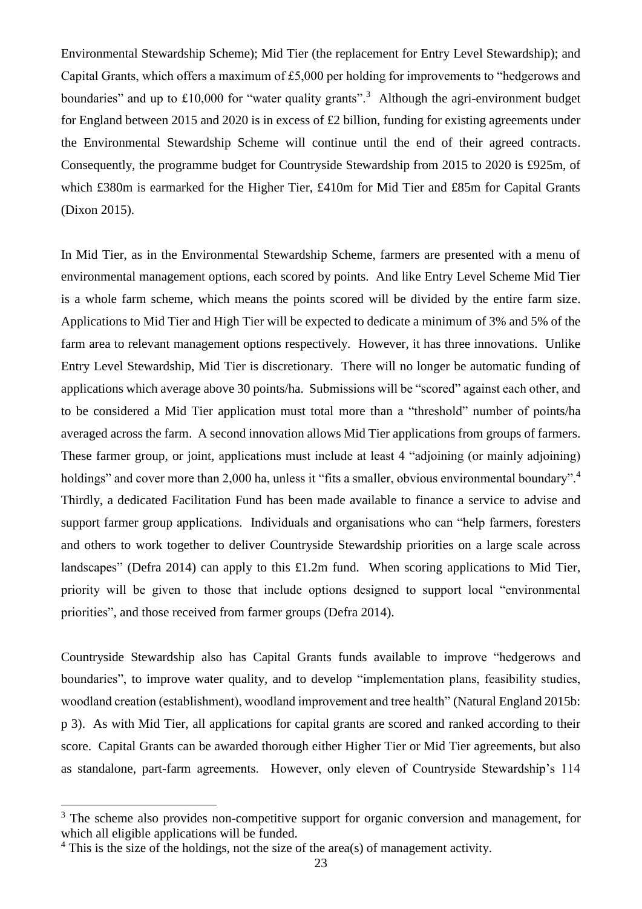Environmental Stewardship Scheme); Mid Tier (the replacement for Entry Level Stewardship); and Capital Grants, which offers a maximum of £5,000 per holding for improvements to "hedgerows and boundaries" and up to £10,000 for "water quality grants".[3] Although the agri-environment budget for England between 2015 and 2020 is in excess of £2 billion, funding for existing agreements under the Environmental Stewardship Scheme will continue until the end of their agreed contracts. Consequently, the programme budget for Countryside Stewardship from 2015 to 2020 is £925m, of which £380m is earmarked for the Higher Tier, £410m for Mid Tier and £85m for Capital Grants (Dixon 2015).

In Mid Tier, as in the Environmental Stewardship Scheme, farmers are presented with a menu of environmental management options, each scored by points. And like Entry Level Scheme Mid Tier is a whole farm scheme, which means the points scored will be divided by the entire farm size. Applications to Mid Tier and High Tier will be expected to dedicate a minimum of 3% and 5% of the farm area to relevant management options respectively. However, it has three innovations. Unlike Entry Level Stewardship, Mid Tier is discretionary. There will no longer be automatic funding of applications which average above 30 points/ha. Submissions will be "scored" against each other, and to be considered a Mid Tier application must total more than a "threshold" number of points/ha averaged across the farm. A second innovation allows Mid Tier applications from groups of farmers. These farmer group, or joint, applications must include at least 4 "adjoining (or mainly adjoining) holdings" and cover more than 2,000 ha, unless it "fits a smaller, obvious environmental boundary".[4] Thirdly, a dedicated Facilitation Fund has been made available to finance a service to advise and support farmer group applications. Individuals and organisations who can "help farmers, foresters and others to work together to deliver Countryside Stewardship priorities on a large scale across landscapes" (Defra 2014) can apply to this £1.2m fund. When scoring applications to Mid Tier, priority will be given to those that include options designed to support local "environmental priorities", and those received from farmer groups (Defra 2014).

Countryside Stewardship also has Capital Grants funds available to improve "hedgerows and boundaries", to improve water quality, and to develop "implementation plans, feasibility studies, woodland creation (establishment), woodland improvement and tree health" (Natural England 2015b: p 3). As with Mid Tier, all applications for capital grants are scored and ranked according to their score. Capital Grants can be awarded thorough either Higher Tier or Mid Tier agreements, but also as standalone, part-farm agreements. However, only eleven of Countryside Stewardship's 114

[3] The scheme also provides non-competitive support for organic conversion and management, for which all eligible applications will be funded.

[4] This is the size of the holdings, not the size of the area(s) of management activity.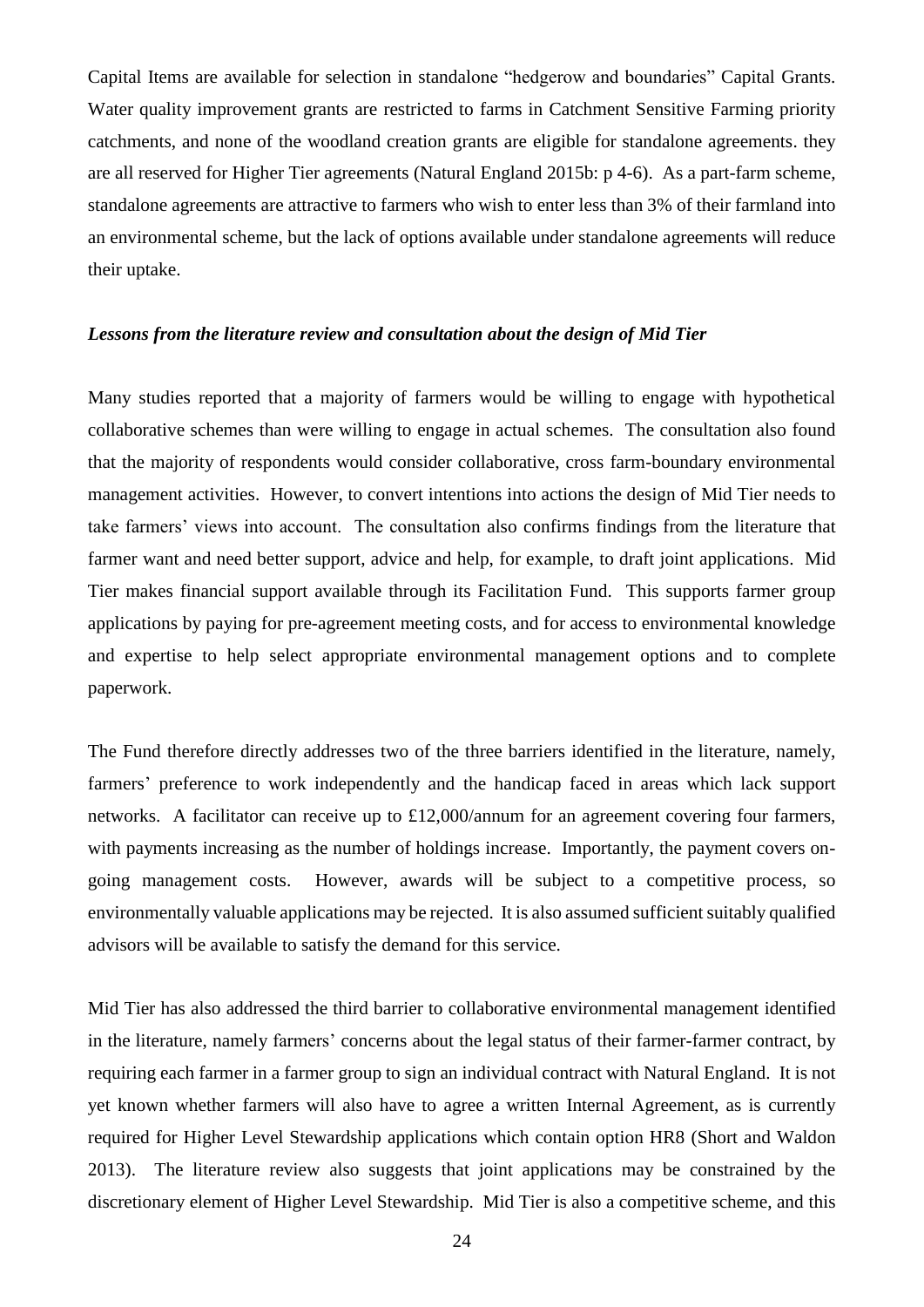Capital Items are available for selection in standalone "hedgerow and boundaries" Capital Grants. Water quality improvement grants are restricted to farms in Catchment Sensitive Farming priority catchments, and none of the woodland creation grants are eligible for standalone agreements. they are all reserved for Higher Tier agreements (Natural England 2015b: p 4-6). As a part-farm scheme, standalone agreements are attractive to farmers who wish to enter less than 3% of their farmland into an environmental scheme, but the lack of options available under standalone agreements will reduce their uptake.

***Lessons from the literature review and consultation about the design of Mid Tier***

Many studies reported that a majority of farmers would be willing to engage with hypothetical collaborative schemes than were willing to engage in actual schemes. The consultation also found that the majority of respondents would consider collaborative, cross farm-boundary environmental management activities. However, to convert intentions into actions the design of Mid Tier needs to take farmers' views into account. The consultation also confirms findings from the literature that farmer want and need better support, advice and help, for example, to draft joint applications. Mid Tier makes financial support available through its Facilitation Fund. This supports farmer group applications by paying for pre-agreement meeting costs, and for access to environmental knowledge and expertise to help select appropriate environmental management options and to complete paperwork.

The Fund therefore directly addresses two of the three barriers identified in the literature, namely, farmers' preference to work independently and the handicap faced in areas which lack support networks. A facilitator can receive up to £12,000/annum for an agreement covering four farmers, with payments increasing as the number of holdings increase. Importantly, the payment covers on-going management costs. However, awards will be subject to a competitive process, so environmentally valuable applications may be rejected. It is also assumed sufficient suitably qualified advisors will be available to satisfy the demand for this service.

Mid Tier has also addressed the third barrier to collaborative environmental management identified in the literature, namely farmers' concerns about the legal status of their farmer-farmer contract, by requiring each farmer in a farmer group to sign an individual contract with Natural England. It is not yet known whether farmers will also have to agree a written Internal Agreement, as is currently required for Higher Level Stewardship applications which contain option HR8 (Short and Waldon 2013). The literature review also suggests that joint applications may be constrained by the discretionary element of Higher Level Stewardship. Mid Tier is also a competitive scheme, and this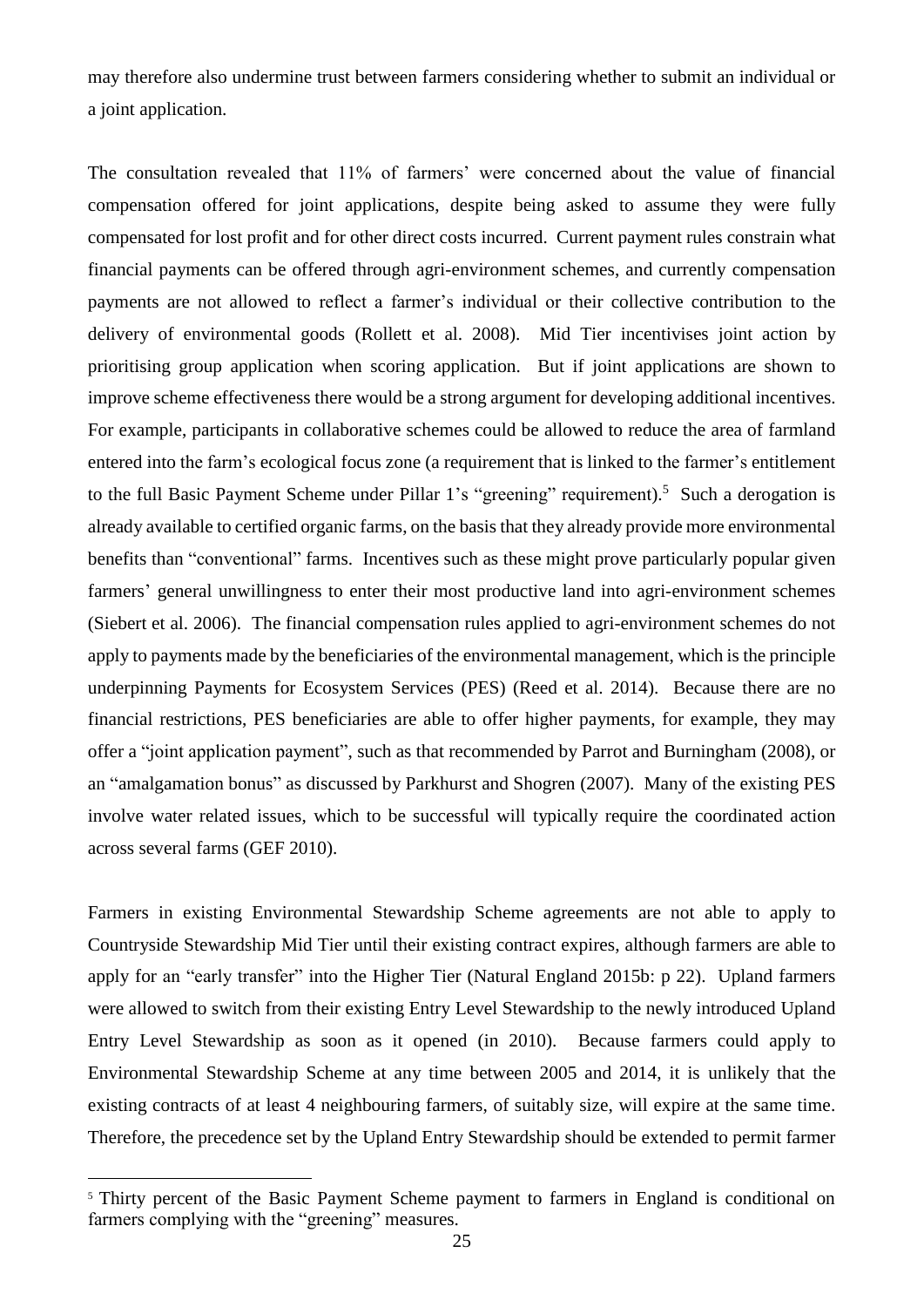may therefore also undermine trust between farmers considering whether to submit an individual or a joint application.

The consultation revealed that 11% of farmers' were concerned about the value of financial compensation offered for joint applications, despite being asked to assume they were fully compensated for lost profit and for other direct costs incurred. Current payment rules constrain what financial payments can be offered through agri-environment schemes, and currently compensation payments are not allowed to reflect a farmer's individual or their collective contribution to the delivery of environmental goods (Rollett et al. 2008). Mid Tier incentivises joint action by prioritising group application when scoring application. But if joint applications are shown to improve scheme effectiveness there would be a strong argument for developing additional incentives. For example, participants in collaborative schemes could be allowed to reduce the area of farmland entered into the farm's ecological focus zone (a requirement that is linked to the farmer's entitlement to the full Basic Payment Scheme under Pillar 1's "greening" requirement).[5] Such a derogation is already available to certified organic farms, on the basis that they already provide more environmental benefits than "conventional" farms. Incentives such as these might prove particularly popular given farmers' general unwillingness to enter their most productive land into agri-environment schemes (Siebert et al. 2006). The financial compensation rules applied to agri-environment schemes do not apply to payments made by the beneficiaries of the environmental management, which is the principle underpinning Payments for Ecosystem Services (PES) (Reed et al. 2014). Because there are no financial restrictions, PES beneficiaries are able to offer higher payments, for example, they may offer a "joint application payment", such as that recommended by Parrot and Burningham (2008), or an "amalgamation bonus" as discussed by Parkhurst and Shogren (2007). Many of the existing PES involve water related issues, which to be successful will typically require the coordinated action across several farms (GEF 2010).

Farmers in existing Environmental Stewardship Scheme agreements are not able to apply to Countryside Stewardship Mid Tier until their existing contract expires, although farmers are able to apply for an "early transfer" into the Higher Tier (Natural England 2015b: p 22). Upland farmers were allowed to switch from their existing Entry Level Stewardship to the newly introduced Upland Entry Level Stewardship as soon as it opened (in 2010). Because farmers could apply to Environmental Stewardship Scheme at any time between 2005 and 2014, it is unlikely that the existing contracts of at least 4 neighbouring farmers, of suitably size, will expire at the same time. Therefore, the precedence set by the Upland Entry Stewardship should be extended to permit farmer

[5] Thirty percent of the Basic Payment Scheme payment to farmers in England is conditional on farmers complying with the "greening" measures.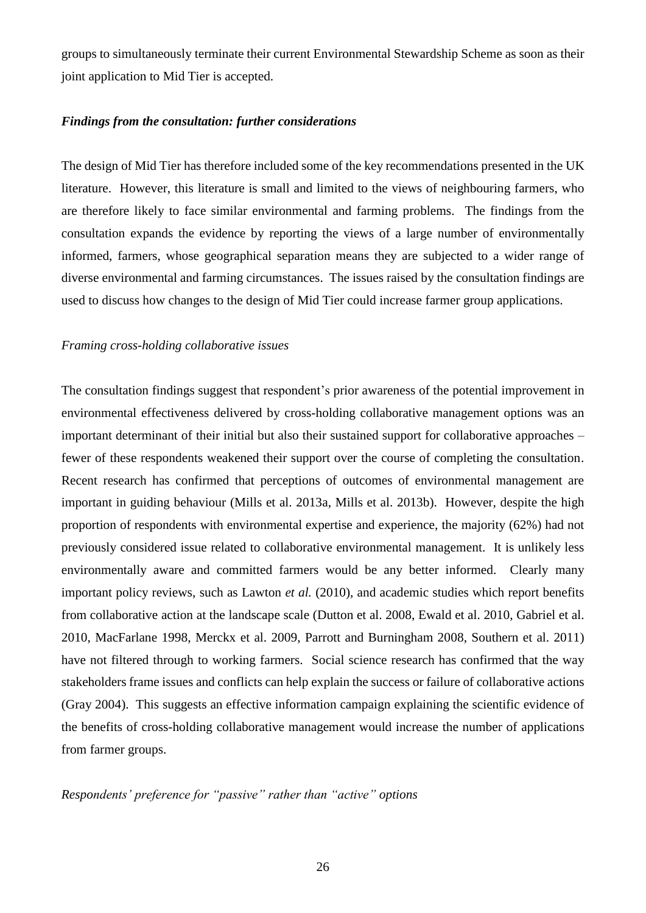groups to simultaneously terminate their current Environmental Stewardship Scheme as soon as their joint application to Mid Tier is accepted.

***Findings from the consultation: further considerations***

The design of Mid Tier has therefore included some of the key recommendations presented in the UK literature. However, this literature is small and limited to the views of neighbouring farmers, who are therefore likely to face similar environmental and farming problems. The findings from the consultation expands the evidence by reporting the views of a large number of environmentally informed, farmers, whose geographical separation means they are subjected to a wider range of diverse environmental and farming circumstances. The issues raised by the consultation findings are used to discuss how changes to the design of Mid Tier could increase farmer group applications.

*Framing cross-holding collaborative issues*

The consultation findings suggest that respondent's prior awareness of the potential improvement in environmental effectiveness delivered by cross-holding collaborative management options was an important determinant of their initial but also their sustained support for collaborative approaches – fewer of these respondents weakened their support over the course of completing the consultation. Recent research has confirmed that perceptions of outcomes of environmental management are important in guiding behaviour (Mills et al. 2013a, Mills et al. 2013b). However, despite the high proportion of respondents with environmental expertise and experience, the majority (62%) had not previously considered issue related to collaborative environmental management. It is unlikely less environmentally aware and committed farmers would be any better informed. Clearly many important policy reviews, such as Lawton *et al.* (2010), and academic studies which report benefits from collaborative action at the landscape scale (Dutton et al. 2008, Ewald et al. 2010, Gabriel et al. 2010, MacFarlane 1998, Merckx et al. 2009, Parrott and Burningham 2008, Southern et al. 2011) have not filtered through to working farmers. Social science research has confirmed that the way stakeholders frame issues and conflicts can help explain the success or failure of collaborative actions (Gray 2004). This suggests an effective information campaign explaining the scientific evidence of the benefits of cross-holding collaborative management would increase the number of applications from farmer groups.

*Respondents' preference for "passive" rather than "active" options*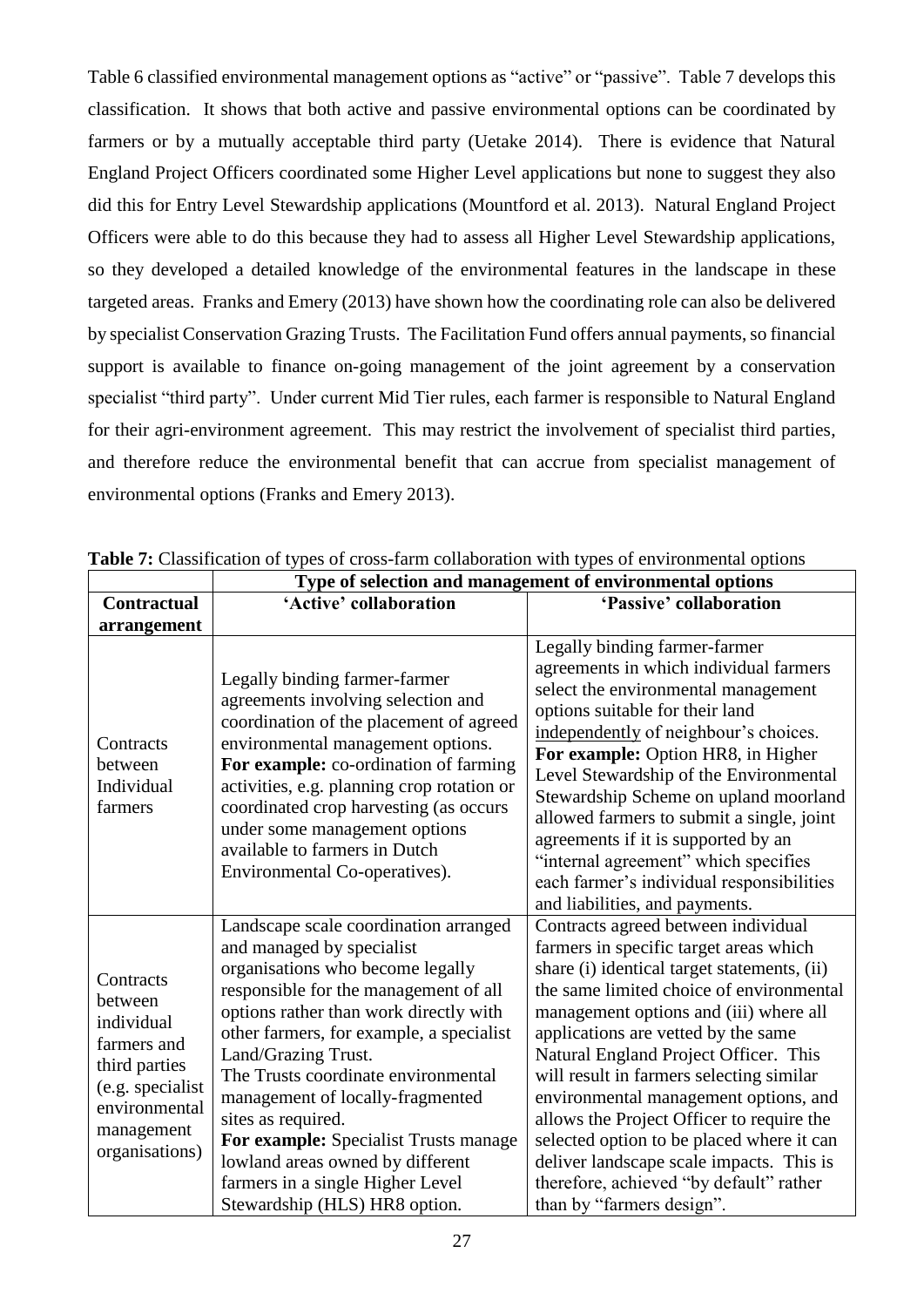Table 6 classified environmental management options as "active" or "passive". Table 7 develops this classification. It shows that both active and passive environmental options can be coordinated by farmers or by a mutually acceptable third party (Uetake 2014). There is evidence that Natural England Project Officers coordinated some Higher Level applications but none to suggest they also did this for Entry Level Stewardship applications (Mountford et al. 2013). Natural England Project Officers were able to do this because they had to assess all Higher Level Stewardship applications, so they developed a detailed knowledge of the environmental features in the landscape in these targeted areas. Franks and Emery (2013) have shown how the coordinating role can also be delivered by specialist Conservation Grazing Trusts. The Facilitation Fund offers annual payments, so financial support is available to finance on-going management of the joint agreement by a conservation specialist "third party". Under current Mid Tier rules, each farmer is responsible to Natural England for their agri-environment agreement. This may restrict the involvement of specialist third parties, and therefore reduce the environmental benefit that can accrue from specialist management of environmental options (Franks and Emery 2013).

**Table 7:** Classification of types of cross-farm collaboration with types of environmental options

| | **Type of selection and management of environmental options** | |
|---|---|---|
| **Contractual arrangement** | **'Active' collaboration** | **'Passive' collaboration** |
| Contracts between Individual farmers | Legally binding farmer-farmer agreements involving selection and coordination of the placement of agreed environmental management options. **For example:** co-ordination of farming activities, e.g. planning crop rotation or coordinated crop harvesting (as occurs under some management options available to farmers in Dutch Environmental Co-operatives). | Legally binding farmer-farmer agreements in which individual farmers select the environmental management options suitable for their land independently of neighbour's choices. **For example:** Option HR8, in Higher Level Stewardship of the Environmental Stewardship Scheme on upland moorland allowed farmers to submit a single, joint agreements if it is supported by an "internal agreement" which specifies each farmer's individual responsibilities and liabilities, and payments. |
| Contracts between individual farmers and third parties (e.g. specialist environmental management organisations) | Landscape scale coordination arranged and managed by specialist organisations who become legally responsible for the management of all options rather than work directly with other farmers, for example, a specialist Land/Grazing Trust. The Trusts coordinate environmental management of locally-fragmented sites as required. **For example:** Specialist Trusts manage lowland areas owned by different farmers in a single Higher Level Stewardship (HLS) HR8 option. | Contracts agreed between individual farmers in specific target areas which share (i) identical target statements, (ii) the same limited choice of environmental management options and (iii) where all applications are vetted by the same Natural England Project Officer. This will result in farmers selecting similar environmental management options, and allows the Project Officer to require the selected option to be placed where it can deliver landscape scale impacts. This is therefore, achieved "by default" rather than by "farmers design". |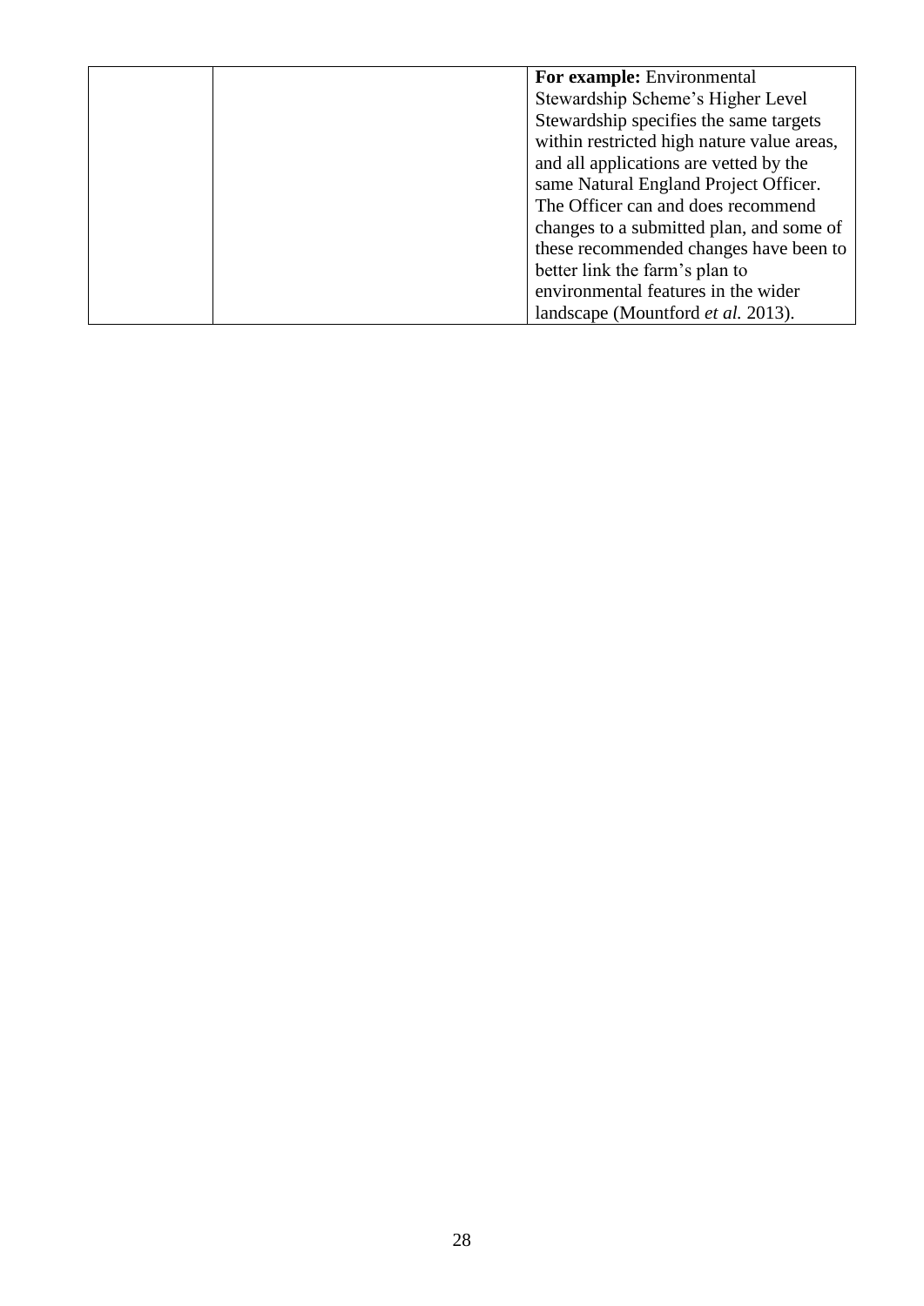|  |  |  |
|---|---|---|
|  |  | **For example:** Environmental Stewardship Scheme's Higher Level Stewardship specifies the same targets within restricted high nature value areas, and all applications are vetted by the same Natural England Project Officer. The Officer can and does recommend changes to a submitted plan, and some of these recommended changes have been to better link the farm's plan to environmental features in the wider landscape (Mountford *et al.* 2013). |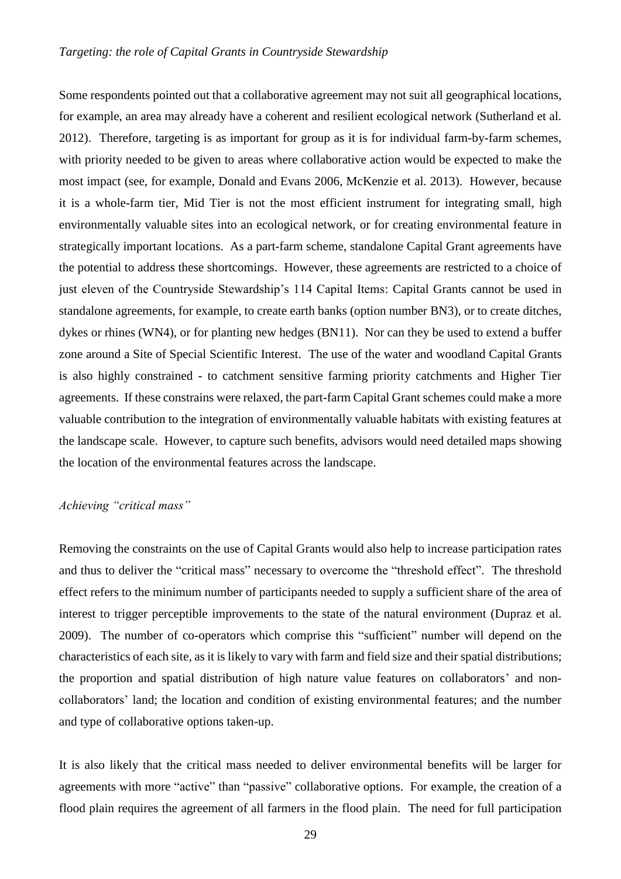*Targeting: the role of Capital Grants in Countryside Stewardship*

Some respondents pointed out that a collaborative agreement may not suit all geographical locations, for example, an area may already have a coherent and resilient ecological network (Sutherland et al. 2012). Therefore, targeting is as important for group as it is for individual farm-by-farm schemes, with priority needed to be given to areas where collaborative action would be expected to make the most impact (see, for example, Donald and Evans 2006, McKenzie et al. 2013). However, because it is a whole-farm tier, Mid Tier is not the most efficient instrument for integrating small, high environmentally valuable sites into an ecological network, or for creating environmental feature in strategically important locations. As a part-farm scheme, standalone Capital Grant agreements have the potential to address these shortcomings. However, these agreements are restricted to a choice of just eleven of the Countryside Stewardship's 114 Capital Items: Capital Grants cannot be used in standalone agreements, for example, to create earth banks (option number BN3), or to create ditches, dykes or rhines (WN4), or for planting new hedges (BN11). Nor can they be used to extend a buffer zone around a Site of Special Scientific Interest. The use of the water and woodland Capital Grants is also highly constrained - to catchment sensitive farming priority catchments and Higher Tier agreements. If these constrains were relaxed, the part-farm Capital Grant schemes could make a more valuable contribution to the integration of environmentally valuable habitats with existing features at the landscape scale. However, to capture such benefits, advisors would need detailed maps showing the location of the environmental features across the landscape.

*Achieving "critical mass"*

Removing the constraints on the use of Capital Grants would also help to increase participation rates and thus to deliver the "critical mass" necessary to overcome the "threshold effect". The threshold effect refers to the minimum number of participants needed to supply a sufficient share of the area of interest to trigger perceptible improvements to the state of the natural environment (Dupraz et al. 2009). The number of co-operators which comprise this "sufficient" number will depend on the characteristics of each site, as it is likely to vary with farm and field size and their spatial distributions; the proportion and spatial distribution of high nature value features on collaborators' and non-collaborators' land; the location and condition of existing environmental features; and the number and type of collaborative options taken-up.

It is also likely that the critical mass needed to deliver environmental benefits will be larger for agreements with more "active" than "passive" collaborative options. For example, the creation of a flood plain requires the agreement of all farmers in the flood plain. The need for full participation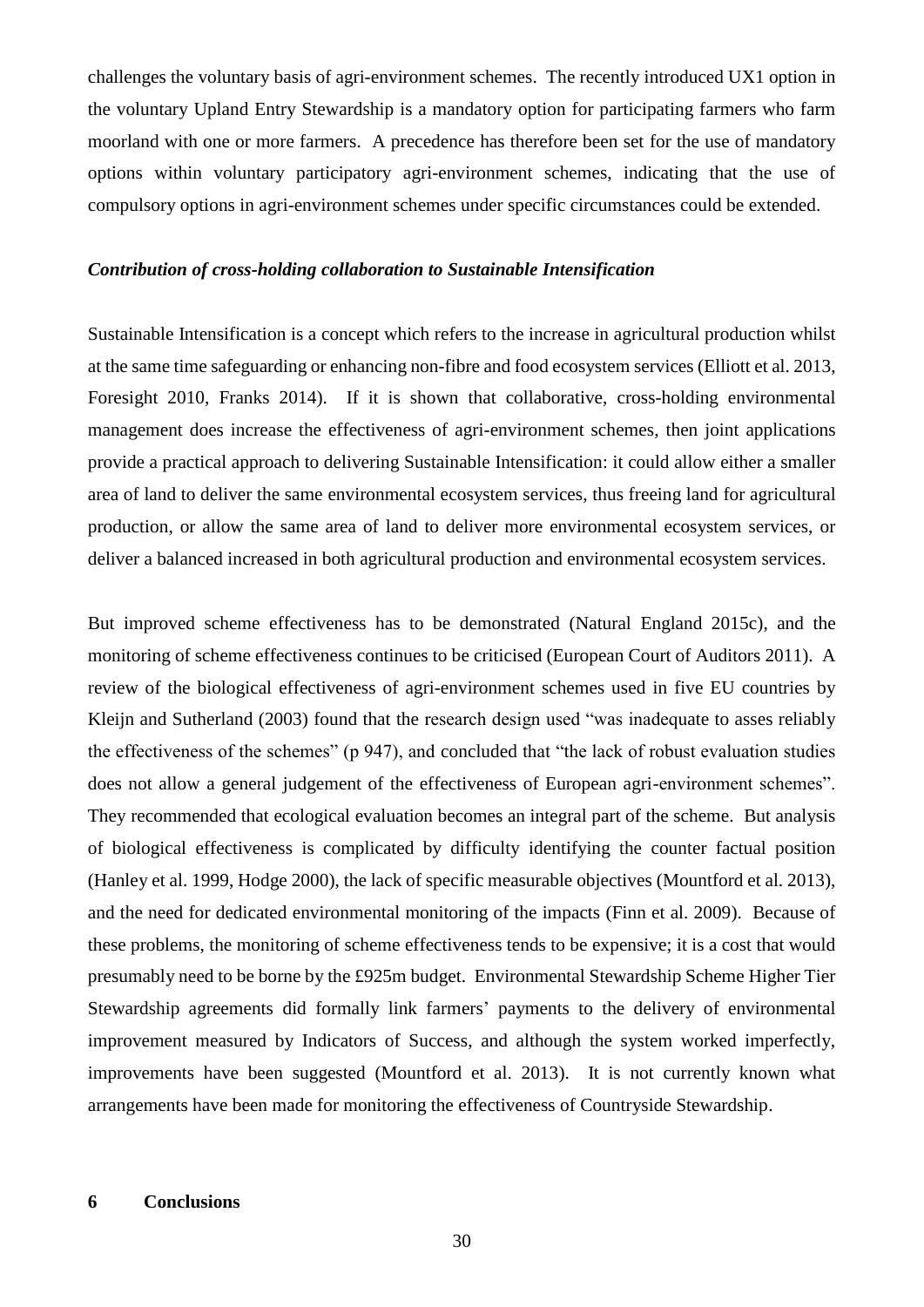challenges the voluntary basis of agri-environment schemes. The recently introduced UX1 option in the voluntary Upland Entry Stewardship is a mandatory option for participating farmers who farm moorland with one or more farmers. A precedence has therefore been set for the use of mandatory options within voluntary participatory agri-environment schemes, indicating that the use of compulsory options in agri-environment schemes under specific circumstances could be extended.

### *Contribution of cross-holding collaboration to Sustainable Intensification*

Sustainable Intensification is a concept which refers to the increase in agricultural production whilst at the same time safeguarding or enhancing non-fibre and food ecosystem services (Elliott et al. 2013, Foresight 2010, Franks 2014). If it is shown that collaborative, cross-holding environmental management does increase the effectiveness of agri-environment schemes, then joint applications provide a practical approach to delivering Sustainable Intensification: it could allow either a smaller area of land to deliver the same environmental ecosystem services, thus freeing land for agricultural production, or allow the same area of land to deliver more environmental ecosystem services, or deliver a balanced increased in both agricultural production and environmental ecosystem services.

But improved scheme effectiveness has to be demonstrated (Natural England 2015c), and the monitoring of scheme effectiveness continues to be criticised (European Court of Auditors 2011). A review of the biological effectiveness of agri-environment schemes used in five EU countries by Kleijn and Sutherland (2003) found that the research design used "was inadequate to asses reliably the effectiveness of the schemes" (p 947), and concluded that "the lack of robust evaluation studies does not allow a general judgement of the effectiveness of European agri-environment schemes". They recommended that ecological evaluation becomes an integral part of the scheme. But analysis of biological effectiveness is complicated by difficulty identifying the counter factual position (Hanley et al. 1999, Hodge 2000), the lack of specific measurable objectives (Mountford et al. 2013), and the need for dedicated environmental monitoring of the impacts (Finn et al. 2009). Because of these problems, the monitoring of scheme effectiveness tends to be expensive; it is a cost that would presumably need to be borne by the £925m budget. Environmental Stewardship Scheme Higher Tier Stewardship agreements did formally link farmers' payments to the delivery of environmental improvement measured by Indicators of Success, and although the system worked imperfectly, improvements have been suggested (Mountford et al. 2013). It is not currently known what arrangements have been made for monitoring the effectiveness of Countryside Stewardship.

## 6 Conclusions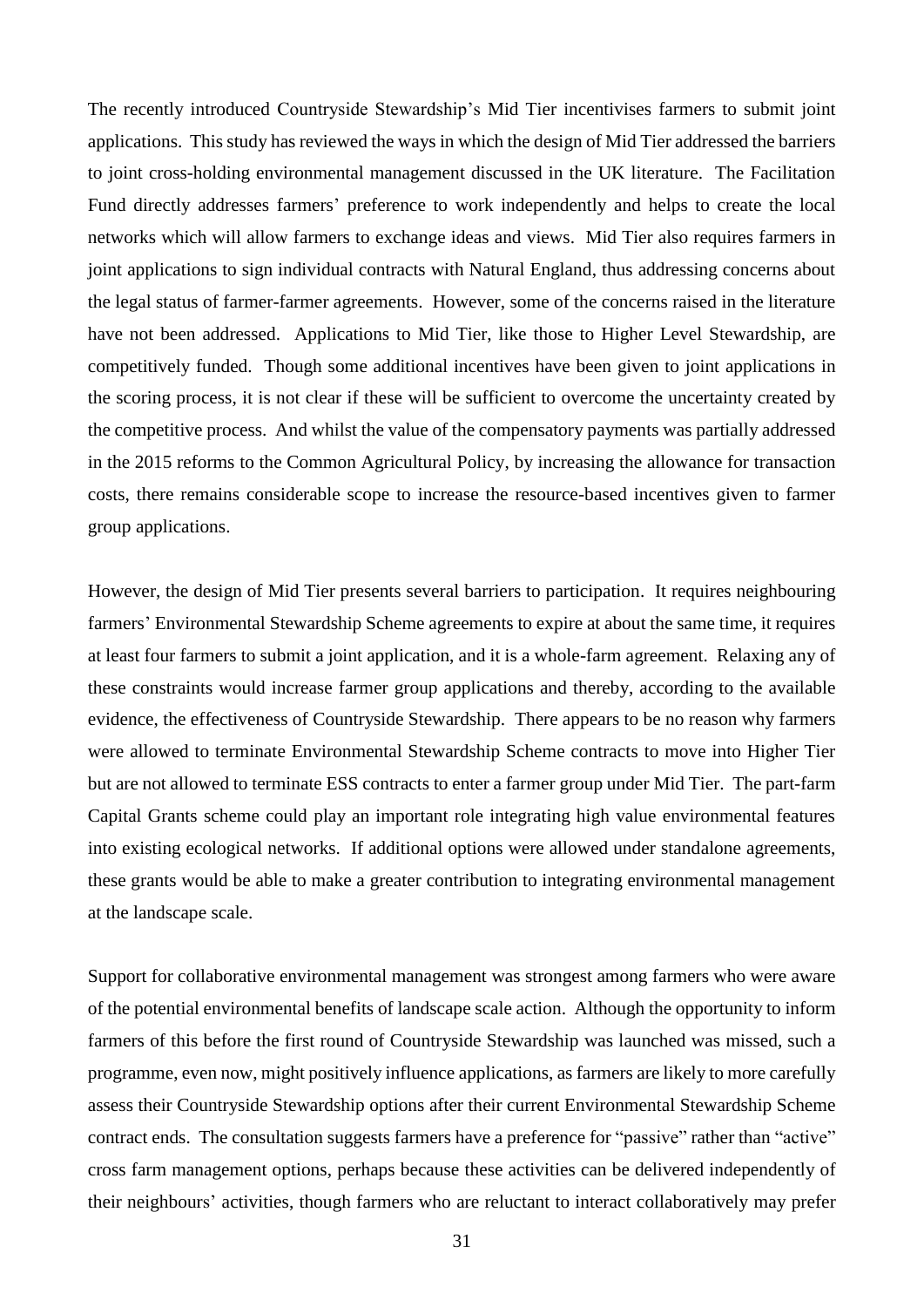The recently introduced Countryside Stewardship's Mid Tier incentivises farmers to submit joint applications. This study has reviewed the ways in which the design of Mid Tier addressed the barriers to joint cross-holding environmental management discussed in the UK literature. The Facilitation Fund directly addresses farmers' preference to work independently and helps to create the local networks which will allow farmers to exchange ideas and views. Mid Tier also requires farmers in joint applications to sign individual contracts with Natural England, thus addressing concerns about the legal status of farmer-farmer agreements. However, some of the concerns raised in the literature have not been addressed. Applications to Mid Tier, like those to Higher Level Stewardship, are competitively funded. Though some additional incentives have been given to joint applications in the scoring process, it is not clear if these will be sufficient to overcome the uncertainty created by the competitive process. And whilst the value of the compensatory payments was partially addressed in the 2015 reforms to the Common Agricultural Policy, by increasing the allowance for transaction costs, there remains considerable scope to increase the resource-based incentives given to farmer group applications.

However, the design of Mid Tier presents several barriers to participation. It requires neighbouring farmers' Environmental Stewardship Scheme agreements to expire at about the same time, it requires at least four farmers to submit a joint application, and it is a whole-farm agreement. Relaxing any of these constraints would increase farmer group applications and thereby, according to the available evidence, the effectiveness of Countryside Stewardship. There appears to be no reason why farmers were allowed to terminate Environmental Stewardship Scheme contracts to move into Higher Tier but are not allowed to terminate ESS contracts to enter a farmer group under Mid Tier. The part-farm Capital Grants scheme could play an important role integrating high value environmental features into existing ecological networks. If additional options were allowed under standalone agreements, these grants would be able to make a greater contribution to integrating environmental management at the landscape scale.

Support for collaborative environmental management was strongest among farmers who were aware of the potential environmental benefits of landscape scale action. Although the opportunity to inform farmers of this before the first round of Countryside Stewardship was launched was missed, such a programme, even now, might positively influence applications, as farmers are likely to more carefully assess their Countryside Stewardship options after their current Environmental Stewardship Scheme contract ends. The consultation suggests farmers have a preference for "passive" rather than "active" cross farm management options, perhaps because these activities can be delivered independently of their neighbours' activities, though farmers who are reluctant to interact collaboratively may prefer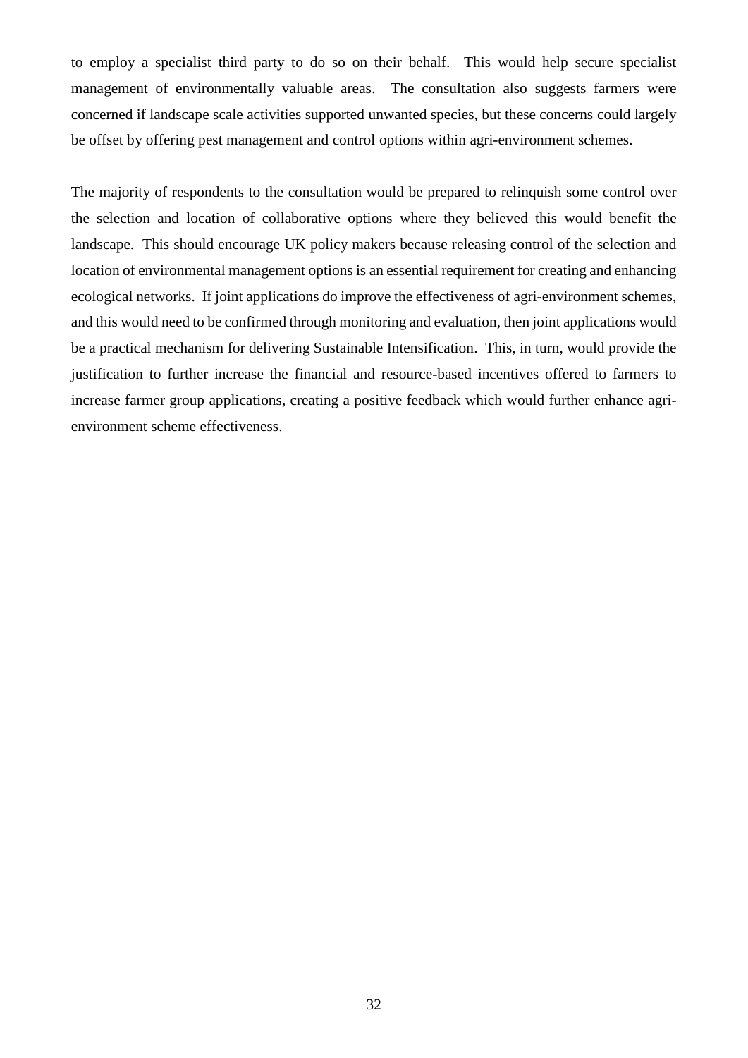to employ a specialist third party to do so on their behalf. This would help secure specialist management of environmentally valuable areas. The consultation also suggests farmers were concerned if landscape scale activities supported unwanted species, but these concerns could largely be offset by offering pest management and control options within agri-environment schemes.

The majority of respondents to the consultation would be prepared to relinquish some control over the selection and location of collaborative options where they believed this would benefit the landscape. This should encourage UK policy makers because releasing control of the selection and location of environmental management options is an essential requirement for creating and enhancing ecological networks. If joint applications do improve the effectiveness of agri-environment schemes, and this would need to be confirmed through monitoring and evaluation, then joint applications would be a practical mechanism for delivering Sustainable Intensification. This, in turn, would provide the justification to further increase the financial and resource-based incentives offered to farmers to increase farmer group applications, creating a positive feedback which would further enhance agri-environment scheme effectiveness.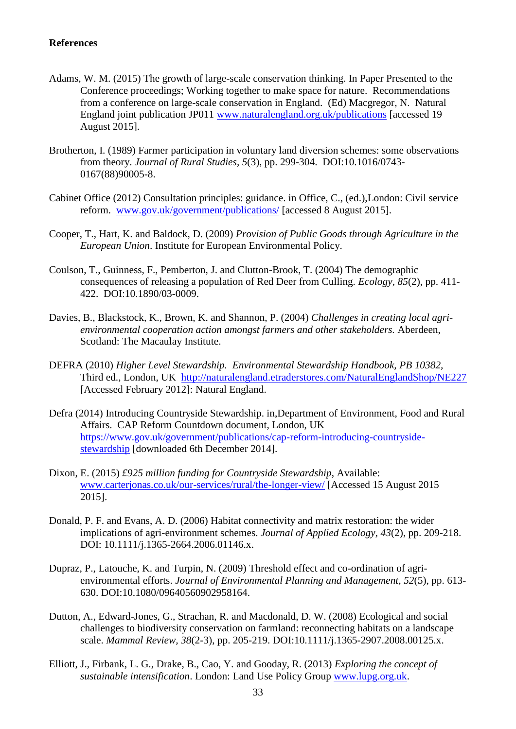**References**

Adams, W. M. (2015) The growth of large-scale conservation thinking. In Paper Presented to the Conference proceedings; Working together to make space for nature. Recommendations from a conference on large-scale conservation in England. (Ed) Macgregor, N. Natural England joint publication JP011 www.naturalengland.org.uk/publications [accessed 19 August 2015].

Brotherton, I. (1989) Farmer participation in voluntary land diversion schemes: some observations from theory. *Journal of Rural Studies, 5*(3), pp. 299-304. DOI:10.1016/0743-0167(88)90005-8.

Cabinet Office (2012) Consultation principles: guidance. in Office, C., (ed.),London: Civil service reform. www.gov.uk/government/publications/ [accessed 8 August 2015].

Cooper, T., Hart, K. and Baldock, D. (2009) *Provision of Public Goods through Agriculture in the European Union*. Institute for European Environmental Policy.

Coulson, T., Guinness, F., Pemberton, J. and Clutton-Brook, T. (2004) The demographic consequences of releasing a population of Red Deer from Culling. *Ecology, 85*(2), pp. 411-422. DOI:10.1890/03-0009.

Davies, B., Blackstock, K., Brown, K. and Shannon, P. (2004) *Challenges in creating local agri-environmental cooperation action amongst farmers and other stakeholders.* Aberdeen, Scotland: The Macaulay Institute.

DEFRA (2010) *Higher Level Stewardship. Environmental Stewardship Handbook, PB 10382*, Third ed., London, UK http://naturalengland.etraderstores.com/NaturalEnglandShop/NE227 [Accessed February 2012]: Natural England.

Defra (2014) Introducing Countryside Stewardship. in,Department of Environment, Food and Rural Affairs. CAP Reform Countdown document, London, UK https://www.gov.uk/government/publications/cap-reform-introducing-countryside-stewardship [downloaded 6th December 2014].

Dixon, E. (2015) *£925 million funding for Countryside Stewardship*, Available: www.carterjonas.co.uk/our-services/rural/the-longer-view/ [Accessed 15 August 2015 2015].

Donald, P. F. and Evans, A. D. (2006) Habitat connectivity and matrix restoration: the wider implications of agri-environment schemes. *Journal of Applied Ecology, 43*(2), pp. 209-218. DOI: 10.1111/j.1365-2664.2006.01146.x.

Dupraz, P., Latouche, K. and Turpin, N. (2009) Threshold effect and co-ordination of agri-environmental efforts. *Journal of Environmental Planning and Management, 52*(5), pp. 613-630. DOI:10.1080/09640560902958164.

Dutton, A., Edward-Jones, G., Strachan, R. and Macdonald, D. W. (2008) Ecological and social challenges to biodiversity conservation on farmland: reconnecting habitats on a landscape scale. *Mammal Review, 38*(2-3), pp. 205-219. DOI:10.1111/j.1365-2907.2008.00125.x.

Elliott, J., Firbank, L. G., Drake, B., Cao, Y. and Gooday, R. (2013) *Exploring the concept of sustainable intensification*. London: Land Use Policy Group www.lupg.org.uk.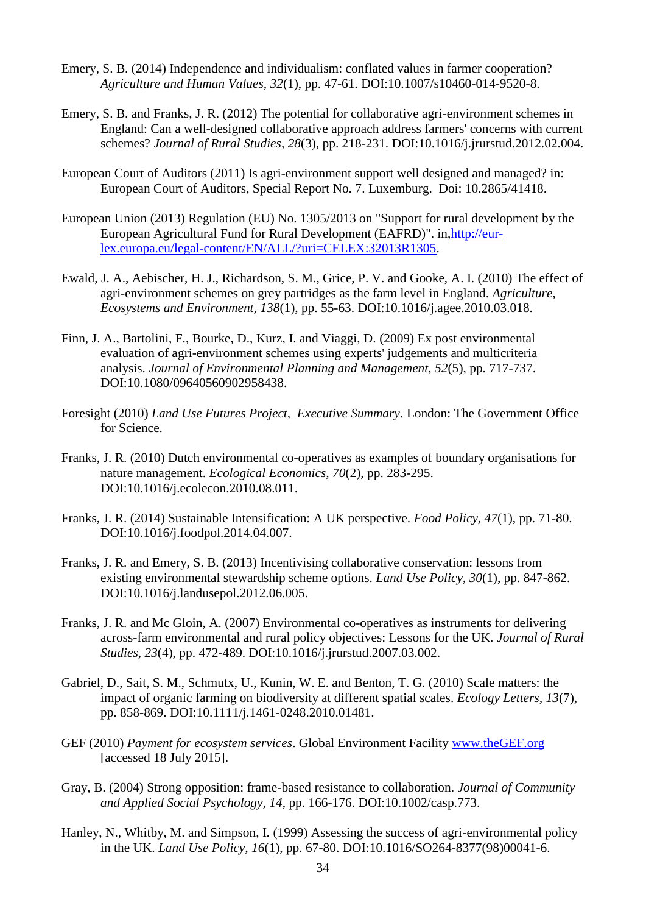Emery, S. B. (2014) Independence and individualism: conflated values in farmer cooperation? *Agriculture and Human Values, 32*(1), pp. 47-61. DOI:10.1007/s10460-014-9520-8.

Emery, S. B. and Franks, J. R. (2012) The potential for collaborative agri-environment schemes in England: Can a well-designed collaborative approach address farmers' concerns with current schemes? *Journal of Rural Studies, 28*(3), pp. 218-231. DOI:10.1016/j.jrurstud.2012.02.004.

European Court of Auditors (2011) Is agri-environment support well designed and managed? in: European Court of Auditors, Special Report No. 7. Luxemburg. Doi: 10.2865/41418.

European Union (2013) Regulation (EU) No. 1305/2013 on "Support for rural development by the European Agricultural Fund for Rural Development (EAFRD)". in,http://eur-lex.europa.eu/legal-content/EN/ALL/?uri=CELEX:32013R1305.

Ewald, J. A., Aebischer, H. J., Richardson, S. M., Grice, P. V. and Gooke, A. I. (2010) The effect of agri-environment schemes on grey partridges as the farm level in England. *Agriculture, Ecosystems and Environment, 138*(1), pp. 55-63. DOI:10.1016/j.agee.2010.03.018.

Finn, J. A., Bartolini, F., Bourke, D., Kurz, I. and Viaggi, D. (2009) Ex post environmental evaluation of agri-environment schemes using experts' judgements and multicriteria analysis. *Journal of Environmental Planning and Management, 52*(5), pp. 717-737. DOI:10.1080/09640560902958438.

Foresight (2010) *Land Use Futures Project, Executive Summary*. London: The Government Office for Science.

Franks, J. R. (2010) Dutch environmental co-operatives as examples of boundary organisations for nature management. *Ecological Economics, 70*(2), pp. 283-295. DOI:10.1016/j.ecolecon.2010.08.011.

Franks, J. R. (2014) Sustainable Intensification: A UK perspective. *Food Policy, 47*(1), pp. 71-80. DOI:10.1016/j.foodpol.2014.04.007.

Franks, J. R. and Emery, S. B. (2013) Incentivising collaborative conservation: lessons from existing environmental stewardship scheme options. *Land Use Policy, 30*(1), pp. 847-862. DOI:10.1016/j.landusepol.2012.06.005.

Franks, J. R. and Mc Gloin, A. (2007) Environmental co-operatives as instruments for delivering across-farm environmental and rural policy objectives: Lessons for the UK. *Journal of Rural Studies, 23*(4), pp. 472-489. DOI:10.1016/j.jrurstud.2007.03.002.

Gabriel, D., Sait, S. M., Schmutx, U., Kunin, W. E. and Benton, T. G. (2010) Scale matters: the impact of organic farming on biodiversity at different spatial scales. *Ecology Letters, 13*(7), pp. 858-869. DOI:10.1111/j.1461-0248.2010.01481.

GEF (2010) *Payment for ecosystem services*. Global Environment Facility www.theGEF.org [accessed 18 July 2015].

Gray, B. (2004) Strong opposition: frame-based resistance to collaboration. *Journal of Community and Applied Social Psychology, 14*, pp. 166-176. DOI:10.1002/casp.773.

Hanley, N., Whitby, M. and Simpson, I. (1999) Assessing the success of agri-environmental policy in the UK. *Land Use Policy, 16*(1), pp. 67-80. DOI:10.1016/SO264-8377(98)00041-6.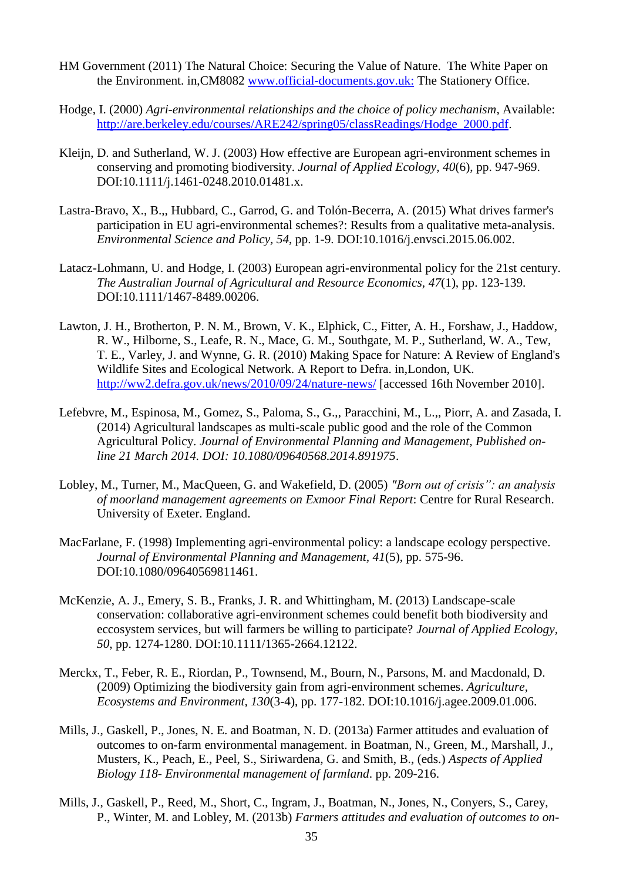HM Government (2011) The Natural Choice: Securing the Value of Nature. The White Paper on the Environment. in,CM8082 www.official-documents.gov.uk: The Stationery Office.

Hodge, I. (2000) *Agri-environmental relationships and the choice of policy mechanism*, Available: http://are.berkeley.edu/courses/ARE242/spring05/classReadings/Hodge_2000.pdf.

Kleijn, D. and Sutherland, W. J. (2003) How effective are European agri-environment schemes in conserving and promoting biodiversity. *Journal of Applied Ecology*, *40*(6), pp. 947-969. DOI:10.1111/j.1461-0248.2010.01481.x.

Lastra-Bravo, X., B.,, Hubbard, C., Garrod, G. and Tolón-Becerra, A. (2015) What drives farmer's participation in EU agri-environmental schemes?: Results from a qualitative meta-analysis. *Environmental Science and Policy, 54*, pp. 1-9. DOI:10.1016/j.envsci.2015.06.002.

Latacz-Lohmann, U. and Hodge, I. (2003) European agri-environmental policy for the 21st century. *The Australian Journal of Agricultural and Resource Economics*, *47*(1), pp. 123-139. DOI:10.1111/1467-8489.00206.

Lawton, J. H., Brotherton, P. N. M., Brown, V. K., Elphick, C., Fitter, A. H., Forshaw, J., Haddow, R. W., Hilborne, S., Leafe, R. N., Mace, G. M., Southgate, M. P., Sutherland, W. A., Tew, T. E., Varley, J. and Wynne, G. R. (2010) Making Space for Nature: A Review of England's Wildlife Sites and Ecological Network. A Report to Defra. in,London, UK. http://ww2.defra.gov.uk/news/2010/09/24/nature-news/ [accessed 16th November 2010].

Lefebvre, M., Espinosa, M., Gomez, S., Paloma, S., G.,, Paracchini, M., L.,, Piorr, A. and Zasada, I. (2014) Agricultural landscapes as multi-scale public good and the role of the Common Agricultural Policy. *Journal of Environmental Planning and Management, Published on-line 21 March 2014. DOI: 10.1080/09640568.2014.891975*.

Lobley, M., Turner, M., MacQueen, G. and Wakefield, D. (2005) *"Born out of crisis": an analysis of moorland management agreements on Exmoor Final Report*: Centre for Rural Research. University of Exeter. England.

MacFarlane, F. (1998) Implementing agri-environmental policy: a landscape ecology perspective. *Journal of Environmental Planning and Management*, *41*(5), pp. 575-96. DOI:10.1080/09640569811461.

McKenzie, A. J., Emery, S. B., Franks, J. R. and Whittingham, M. (2013) Landscape-scale conservation: collaborative agri-environment schemes could benefit both biodiversity and eccosystem services, but will farmers be willing to participate? *Journal of Applied Ecology, 50*, pp. 1274-1280. DOI:10.1111/1365-2664.12122.

Merckx, T., Feber, R. E., Riordan, P., Townsend, M., Bourn, N., Parsons, M. and Macdonald, D. (2009) Optimizing the biodiversity gain from agri-environment schemes. *Agriculture, Ecosystems and Environment, 130*(3-4), pp. 177-182. DOI:10.1016/j.agee.2009.01.006.

Mills, J., Gaskell, P., Jones, N. E. and Boatman, N. D. (2013a) Farmer attitudes and evaluation of outcomes to on-farm environmental management. in Boatman, N., Green, M., Marshall, J., Musters, K., Peach, E., Peel, S., Siriwardena, G. and Smith, B., (eds.) *Aspects of Applied Biology 118- Environmental management of farmland*. pp. 209-216.

Mills, J., Gaskell, P., Reed, M., Short, C., Ingram, J., Boatman, N., Jones, N., Conyers, S., Carey, P., Winter, M. and Lobley, M. (2013b) *Farmers attitudes and evaluation of outcomes to on-*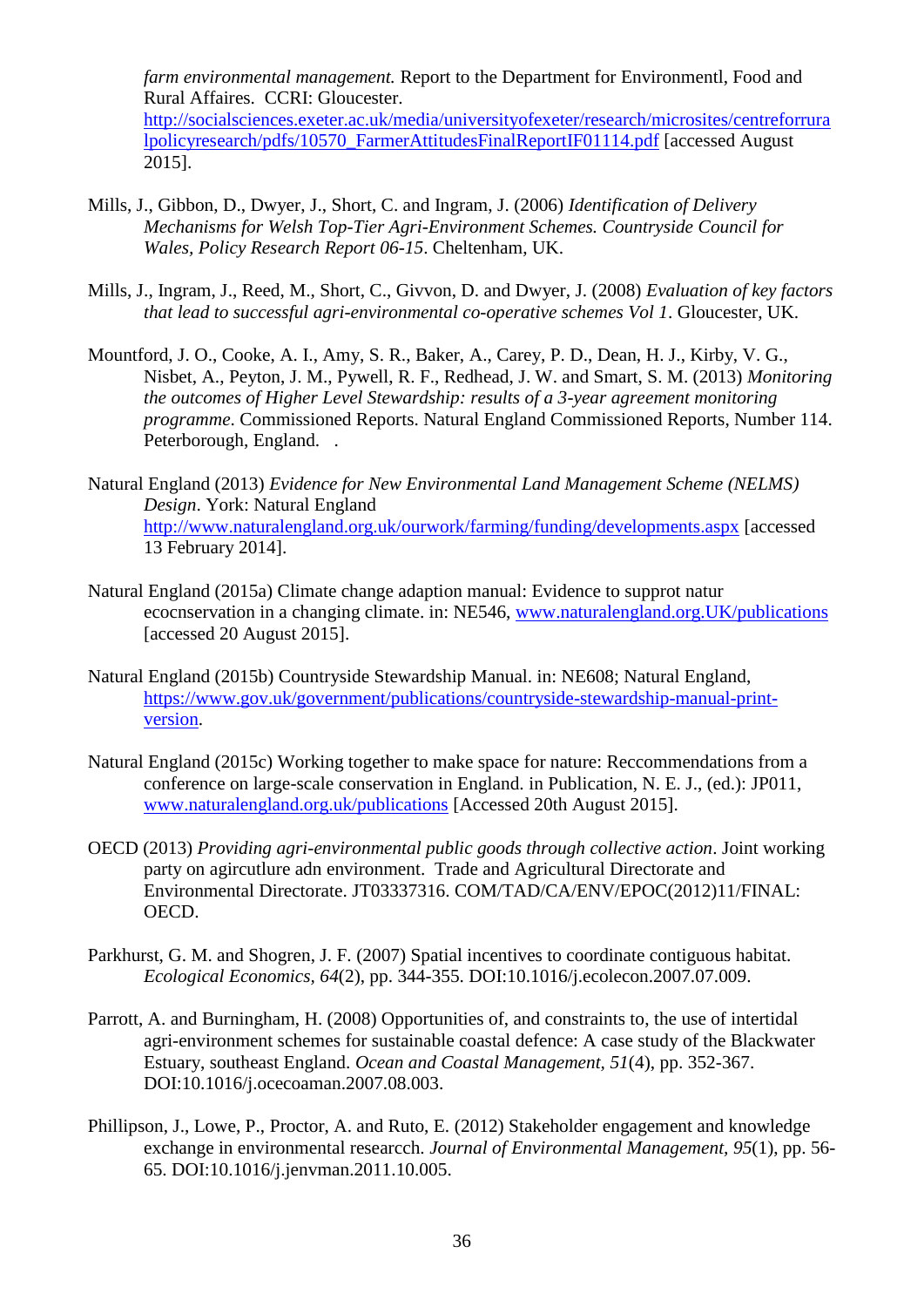*farm environmental management.* Report to the Department for Environmentl, Food and Rural Affaires. CCRI: Gloucester. http://socialsciences.exeter.ac.uk/media/universityofexeter/research/microsites/centreforruralpolicyresearch/pdfs/10570_FarmerAttitudesFinalReportIF01114.pdf [accessed August 2015].

Mills, J., Gibbon, D., Dwyer, J., Short, C. and Ingram, J. (2006) *Identification of Delivery Mechanisms for Welsh Top-Tier Agri-Environment Schemes. Countryside Council for Wales, Policy Research Report 06-15*. Cheltenham, UK.

Mills, J., Ingram, J., Reed, M., Short, C., Givvon, D. and Dwyer, J. (2008) *Evaluation of key factors that lead to successful agri-environmental co-operative schemes Vol 1*. Gloucester, UK.

Mountford, J. O., Cooke, A. I., Amy, S. R., Baker, A., Carey, P. D., Dean, H. J., Kirby, V. G., Nisbet, A., Peyton, J. M., Pywell, R. F., Redhead, J. W. and Smart, S. M. (2013) *Monitoring the outcomes of Higher Level Stewardship: results of a 3-year agreement monitoring programme*. Commissioned Reports. Natural England Commissioned Reports, Number 114. Peterborough, England. .

Natural England (2013) *Evidence for New Environmental Land Management Scheme (NELMS) Design*. York: Natural England http://www.naturalengland.org.uk/ourwork/farming/funding/developments.aspx [accessed 13 February 2014].

Natural England (2015a) Climate change adaption manual: Evidence to supprot natur ecocnservation in a changing climate. in: NE546, www.naturalengland.org.UK/publications [accessed 20 August 2015].

Natural England (2015b) Countryside Stewardship Manual. in: NE608; Natural England, https://www.gov.uk/government/publications/countryside-stewardship-manual-print-version.

Natural England (2015c) Working together to make space for nature: Reccommendations from a conference on large-scale conservation in England. in Publication, N. E. J., (ed.): JP011, www.naturalengland.org.uk/publications [Accessed 20th August 2015].

OECD (2013) *Providing agri-environmental public goods through collective action*. Joint working party on agircutlure adn environment. Trade and Agricultural Directorate and Environmental Directorate. JT03337316. COM/TAD/CA/ENV/EPOC(2012)11/FINAL: OECD.

Parkhurst, G. M. and Shogren, J. F. (2007) Spatial incentives to coordinate contiguous habitat. *Ecological Economics, 64*(2), pp. 344-355. DOI:10.1016/j.ecolecon.2007.07.009.

Parrott, A. and Burningham, H. (2008) Opportunities of, and constraints to, the use of intertidal agri-environment schemes for sustainable coastal defence: A case study of the Blackwater Estuary, southeast England. *Ocean and Coastal Management, 51*(4), pp. 352-367. DOI:10.1016/j.ocecoaman.2007.08.003.

Phillipson, J., Lowe, P., Proctor, A. and Ruto, E. (2012) Stakeholder engagement and knowledge exchange in environmental researcch. *Journal of Environmental Management, 95*(1), pp. 56-65. DOI:10.1016/j.jenvman.2011.10.005.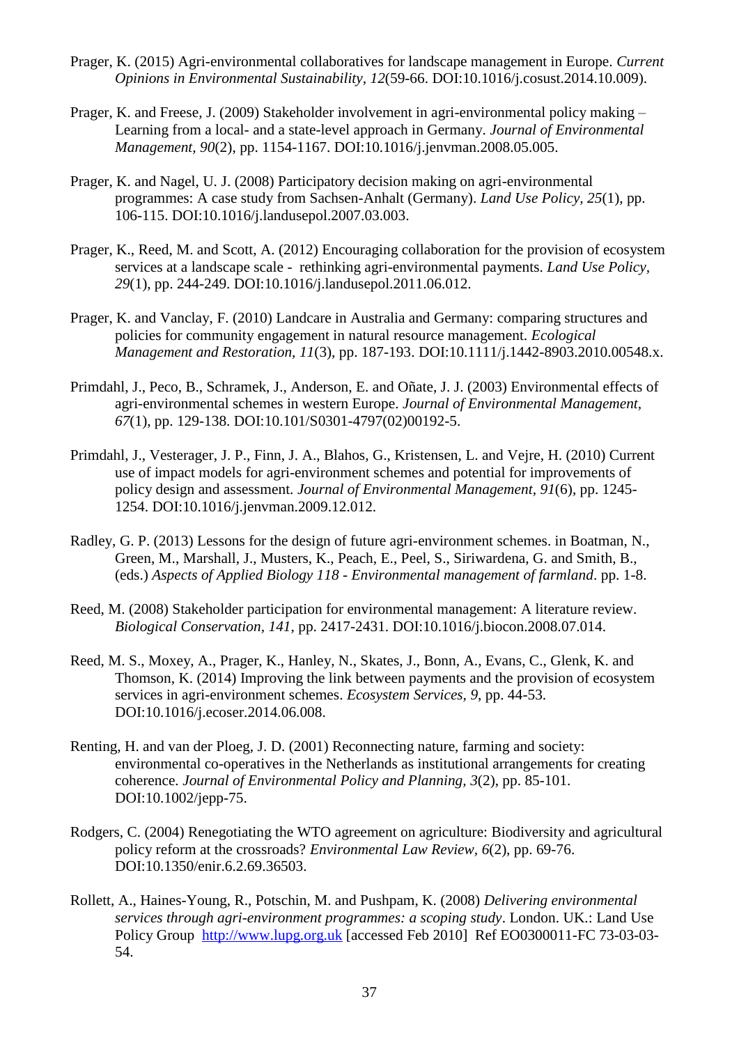Prager, K. (2015) Agri-environmental collaboratives for landscape management in Europe. *Current Opinions in Environmental Sustainability, 12*(59-66. DOI:10.1016/j.cosust.2014.10.009).

Prager, K. and Freese, J. (2009) Stakeholder involvement in agri-environmental policy making – Learning from a local- and a state-level approach in Germany. *Journal of Environmental Management, 90*(2), pp. 1154-1167. DOI:10.1016/j.jenvman.2008.05.005.

Prager, K. and Nagel, U. J. (2008) Participatory decision making on agri-environmental programmes: A case study from Sachsen-Anhalt (Germany). *Land Use Policy, 25*(1), pp. 106-115. DOI:10.1016/j.landusepol.2007.03.003.

Prager, K., Reed, M. and Scott, A. (2012) Encouraging collaboration for the provision of ecosystem services at a landscape scale - rethinking agri-environmental payments. *Land Use Policy, 29*(1), pp. 244-249. DOI:10.1016/j.landusepol.2011.06.012.

Prager, K. and Vanclay, F. (2010) Landcare in Australia and Germany: comparing structures and policies for community engagement in natural resource management. *Ecological Management and Restoration, 11*(3), pp. 187-193. DOI:10.1111/j.1442-8903.2010.00548.x.

Primdahl, J., Peco, B., Schramek, J., Anderson, E. and Oñate, J. J. (2003) Environmental effects of agri-environmental schemes in western Europe. *Journal of Environmental Management, 67*(1), pp. 129-138. DOI:10.101/S0301-4797(02)00192-5.

Primdahl, J., Vesterager, J. P., Finn, J. A., Blahos, G., Kristensen, L. and Vejre, H. (2010) Current use of impact models for agri-environment schemes and potential for improvements of policy design and assessment. *Journal of Environmental Management, 91*(6), pp. 1245-1254. DOI:10.1016/j.jenvman.2009.12.012.

Radley, G. P. (2013) Lessons for the design of future agri-environment schemes. in Boatman, N., Green, M., Marshall, J., Musters, K., Peach, E., Peel, S., Siriwardena, G. and Smith, B., (eds.) *Aspects of Applied Biology 118 - Environmental management of farmland*. pp. 1-8.

Reed, M. (2008) Stakeholder participation for environmental management: A literature review. *Biological Conservation, 141*, pp. 2417-2431. DOI:10.1016/j.biocon.2008.07.014.

Reed, M. S., Moxey, A., Prager, K., Hanley, N., Skates, J., Bonn, A., Evans, C., Glenk, K. and Thomson, K. (2014) Improving the link between payments and the provision of ecosystem services in agri-environment schemes. *Ecosystem Services, 9*, pp. 44-53. DOI:10.1016/j.ecoser.2014.06.008.

Renting, H. and van der Ploeg, J. D. (2001) Reconnecting nature, farming and society: environmental co-operatives in the Netherlands as institutional arrangements for creating coherence. *Journal of Environmental Policy and Planning, 3*(2), pp. 85-101. DOI:10.1002/jepp-75.

Rodgers, C. (2004) Renegotiating the WTO agreement on agriculture: Biodiversity and agricultural policy reform at the crossroads? *Environmental Law Review, 6*(2), pp. 69-76. DOI:10.1350/enir.6.2.69.36503.

Rollett, A., Haines-Young, R., Potschin, M. and Pushpam, K. (2008) *Delivering environmental services through agri-environment programmes: a scoping study*. London. UK.: Land Use Policy Group http://www.lupg.org.uk [accessed Feb 2010] Ref EO0300011-FC 73-03-03-54.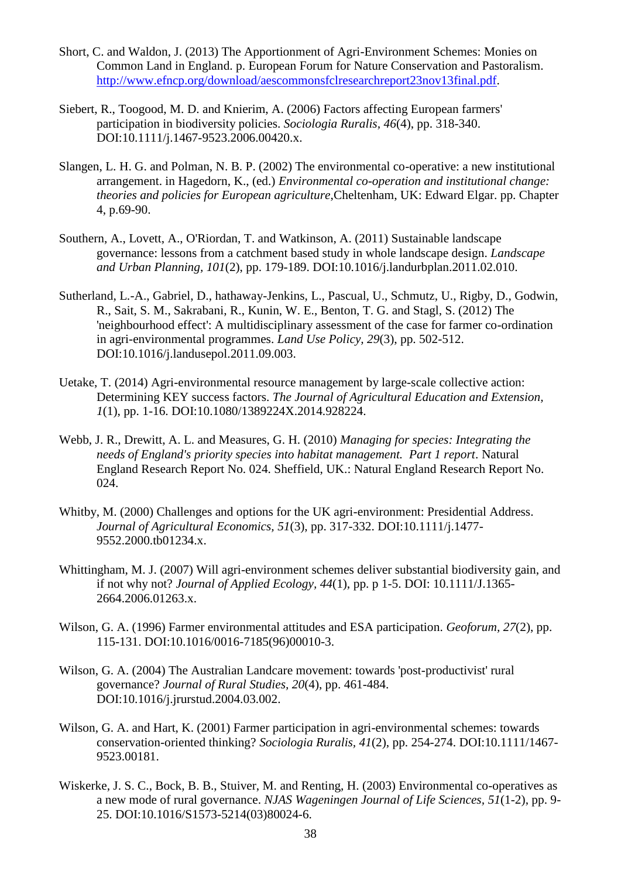Short, C. and Waldon, J. (2013) The Apportionment of Agri-Environment Schemes: Monies on Common Land in England. p. European Forum for Nature Conservation and Pastoralism. http://www.efncp.org/download/aescommonsfclresearchreport23nov13final.pdf.

Siebert, R., Toogood, M. D. and Knierim, A. (2006) Factors affecting European farmers' participation in biodiversity policies. *Sociologia Ruralis*, *46*(4), pp. 318-340. DOI:10.1111/j.1467-9523.2006.00420.x.

Slangen, L. H. G. and Polman, N. B. P. (2002) The environmental co-operative: a new institutional arrangement. in Hagedorn, K., (ed.) *Environmental co-operation and institutional change: theories and policies for European agriculture*,Cheltenham, UK: Edward Elgar. pp. Chapter 4, p.69-90.

Southern, A., Lovett, A., O'Riordan, T. and Watkinson, A. (2011) Sustainable landscape governance: lessons from a catchment based study in whole landscape design. *Landscape and Urban Planning*, *101*(2), pp. 179-189. DOI:10.1016/j.landurbplan.2011.02.010.

Sutherland, L.-A., Gabriel, D., hathaway-Jenkins, L., Pascual, U., Schmutz, U., Rigby, D., Godwin, R., Sait, S. M., Sakrabani, R., Kunin, W. E., Benton, T. G. and Stagl, S. (2012) The 'neighbourhood effect': A multidisciplinary assessment of the case for farmer co-ordination in agri-environmental programmes. *Land Use Policy*, *29*(3), pp. 502-512. DOI:10.1016/j.landusepol.2011.09.003.

Uetake, T. (2014) Agri-environmental resource management by large-scale collective action: Determining KEY success factors. *The Journal of Agricultural Education and Extension*, *1*(1), pp. 1-16. DOI:10.1080/1389224X.2014.928224.

Webb, J. R., Drewitt, A. L. and Measures, G. H. (2010) *Managing for species: Integrating the needs of England's priority species into habitat management. Part 1 report*. Natural England Research Report No. 024. Sheffield, UK.: Natural England Research Report No. 024.

Whitby, M. (2000) Challenges and options for the UK agri-environment: Presidential Address. *Journal of Agricultural Economics*, *51*(3), pp. 317-332. DOI:10.1111/j.1477-9552.2000.tb01234.x.

Whittingham, M. J. (2007) Will agri-environment schemes deliver substantial biodiversity gain, and if not why not? *Journal of Applied Ecology*, *44*(1), pp. p 1-5. DOI: 10.1111/J.1365-2664.2006.01263.x.

Wilson, G. A. (1996) Farmer environmental attitudes and ESA participation. *Geoforum*, *27*(2), pp. 115-131. DOI:10.1016/0016-7185(96)00010-3.

Wilson, G. A. (2004) The Australian Landcare movement: towards 'post-productivist' rural governance? *Journal of Rural Studies*, *20*(4), pp. 461-484. DOI:10.1016/j.jrurstud.2004.03.002.

Wilson, G. A. and Hart, K. (2001) Farmer participation in agri-environmental schemes: towards conservation-oriented thinking? *Sociologia Ruralis*, *41*(2), pp. 254-274. DOI:10.1111/1467-9523.00181.

Wiskerke, J. S. C., Bock, B. B., Stuiver, M. and Renting, H. (2003) Environmental co-operatives as a new mode of rural governance. *NJAS Wageningen Journal of Life Sciences*, *51*(1-2), pp. 9-25. DOI:10.1016/S1573-5214(03)80024-6.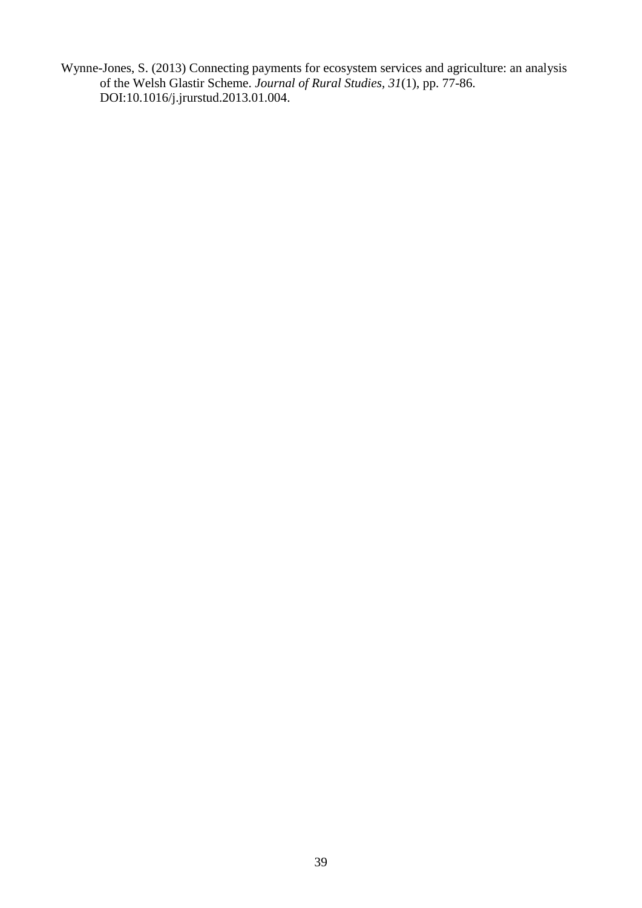Wynne-Jones, S. (2013) Connecting payments for ecosystem services and agriculture: an analysis of the Welsh Glastir Scheme. *Journal of Rural Studies*, *31*(1), pp. 77-86. DOI:10.1016/j.jrurstud.2013.01.004.